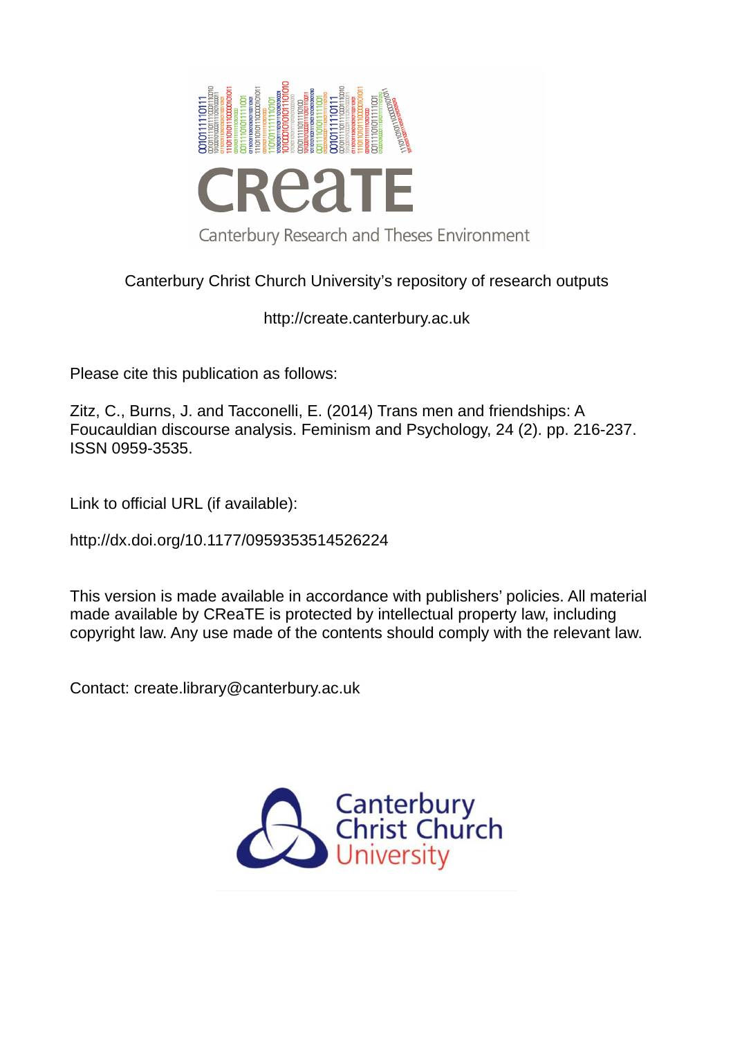Canterbury Christ Church University's repository of research outputs

http://create.canterbury.ac.uk

Please cite this publication as follows:

Zitz, C., Burns, J. and Tacconelli, E. (2014) Trans men and friendships: A Foucauldian discourse analysis. Feminism and Psychology, 24 (2). pp. 216-237. ISSN 0959-3535.

Link to official URL (if available):

http://dx.doi.org/10.1177/0959353514526224

This version is made available in accordance with publishers' policies. All material made available by CReaTE is protected by intellectual property law, including copyright law. Any use made of the contents should comply with the relevant law.

Contact: create.library@canterbury.ac.uk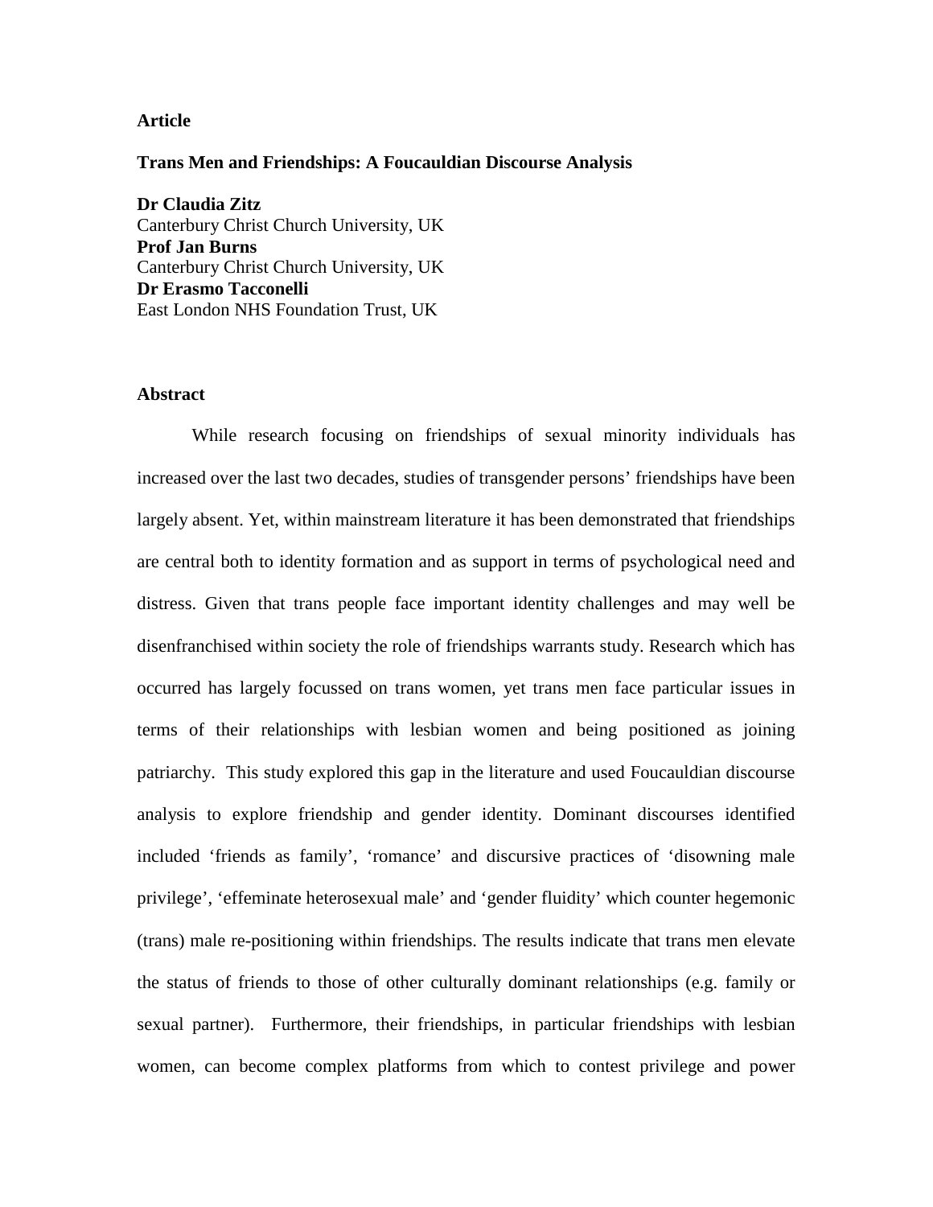**Article**

# Trans Men and Friendships: A Foucauldian Discourse Analysis

**Dr Claudia Zitz**
Canterbury Christ Church University, UK
**Prof Jan Burns**
Canterbury Christ Church University, UK
**Dr Erasmo Tacconelli**
East London NHS Foundation Trust, UK

## Abstract

While research focusing on friendships of sexual minority individuals has increased over the last two decades, studies of transgender persons' friendships have been largely absent. Yet, within mainstream literature it has been demonstrated that friendships are central both to identity formation and as support in terms of psychological need and distress. Given that trans people face important identity challenges and may well be disenfranchised within society the role of friendships warrants study. Research which has occurred has largely focussed on trans women, yet trans men face particular issues in terms of their relationships with lesbian women and being positioned as joining patriarchy. This study explored this gap in the literature and used Foucauldian discourse analysis to explore friendship and gender identity. Dominant discourses identified included 'friends as family', 'romance' and discursive practices of 'disowning male privilege', 'effeminate heterosexual male' and 'gender fluidity' which counter hegemonic (trans) male re-positioning within friendships. The results indicate that trans men elevate the status of friends to those of other culturally dominant relationships (e.g. family or sexual partner). Furthermore, their friendships, in particular friendships with lesbian women, can become complex platforms from which to contest privilege and power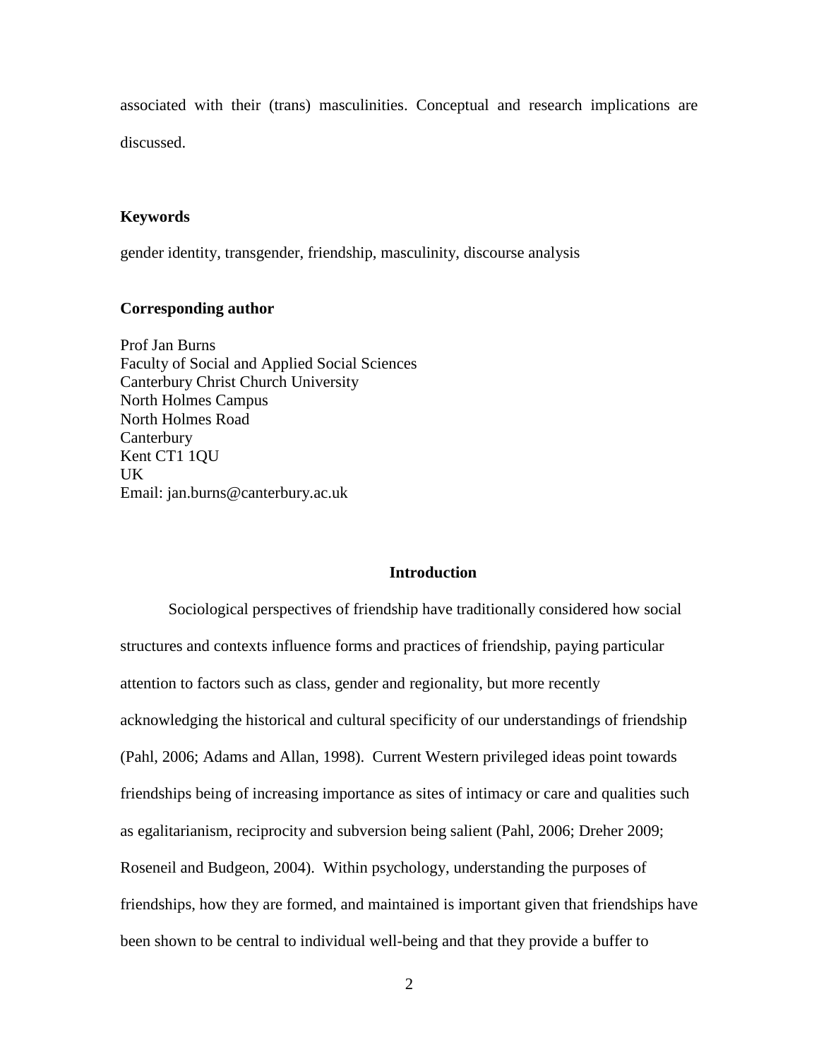associated with their (trans) masculinities. Conceptual and research implications are discussed.

**Keywords**

gender identity, transgender, friendship, masculinity, discourse analysis

**Corresponding author**

Prof Jan Burns
Faculty of Social and Applied Social Sciences
Canterbury Christ Church University
North Holmes Campus
North Holmes Road
Canterbury
Kent CT1 1QU
UK
Email: jan.burns@canterbury.ac.uk

## Introduction

Sociological perspectives of friendship have traditionally considered how social structures and contexts influence forms and practices of friendship, paying particular attention to factors such as class, gender and regionality, but more recently acknowledging the historical and cultural specificity of our understandings of friendship (Pahl, 2006; Adams and Allan, 1998). Current Western privileged ideas point towards friendships being of increasing importance as sites of intimacy or care and qualities such as egalitarianism, reciprocity and subversion being salient (Pahl, 2006; Dreher 2009; Roseneil and Budgeon, 2004). Within psychology, understanding the purposes of friendships, how they are formed, and maintained is important given that friendships have been shown to be central to individual well-being and that they provide a buffer to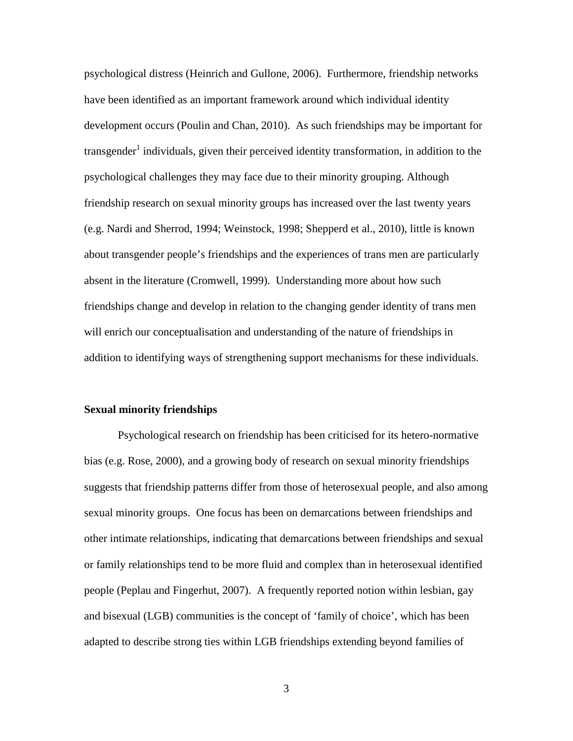psychological distress (Heinrich and Gullone, 2006). Furthermore, friendship networks have been identified as an important framework around which individual identity development occurs (Poulin and Chan, 2010). As such friendships may be important for transgender[1] individuals, given their perceived identity transformation, in addition to the psychological challenges they may face due to their minority grouping. Although friendship research on sexual minority groups has increased over the last twenty years (e.g. Nardi and Sherrod, 1994; Weinstock, 1998; Shepperd et al., 2010), little is known about transgender people's friendships and the experiences of trans men are particularly absent in the literature (Cromwell, 1999). Understanding more about how such friendships change and develop in relation to the changing gender identity of trans men will enrich our conceptualisation and understanding of the nature of friendships in addition to identifying ways of strengthening support mechanisms for these individuals.

**Sexual minority friendships**

Psychological research on friendship has been criticised for its hetero-normative bias (e.g. Rose, 2000), and a growing body of research on sexual minority friendships suggests that friendship patterns differ from those of heterosexual people, and also among sexual minority groups. One focus has been on demarcations between friendships and other intimate relationships, indicating that demarcations between friendships and sexual or family relationships tend to be more fluid and complex than in heterosexual identified people (Peplau and Fingerhut, 2007). A frequently reported notion within lesbian, gay and bisexual (LGB) communities is the concept of 'family of choice', which has been adapted to describe strong ties within LGB friendships extending beyond families of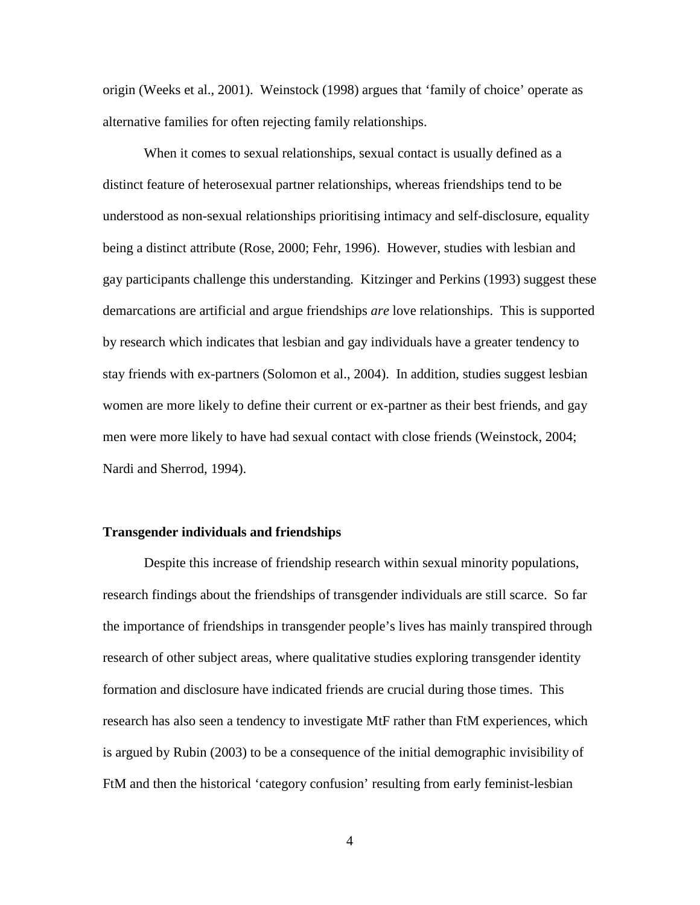origin (Weeks et al., 2001). Weinstock (1998) argues that 'family of choice' operate as alternative families for often rejecting family relationships.

When it comes to sexual relationships, sexual contact is usually defined as a distinct feature of heterosexual partner relationships, whereas friendships tend to be understood as non-sexual relationships prioritising intimacy and self-disclosure, equality being a distinct attribute (Rose, 2000; Fehr, 1996). However, studies with lesbian and gay participants challenge this understanding. Kitzinger and Perkins (1993) suggest these demarcations are artificial and argue friendships *are* love relationships. This is supported by research which indicates that lesbian and gay individuals have a greater tendency to stay friends with ex-partners (Solomon et al., 2004). In addition, studies suggest lesbian women are more likely to define their current or ex-partner as their best friends, and gay men were more likely to have had sexual contact with close friends (Weinstock, 2004; Nardi and Sherrod, 1994).

**Transgender individuals and friendships**

Despite this increase of friendship research within sexual minority populations, research findings about the friendships of transgender individuals are still scarce. So far the importance of friendships in transgender people's lives has mainly transpired through research of other subject areas, where qualitative studies exploring transgender identity formation and disclosure have indicated friends are crucial during those times. This research has also seen a tendency to investigate MtF rather than FtM experiences, which is argued by Rubin (2003) to be a consequence of the initial demographic invisibility of FtM and then the historical 'category confusion' resulting from early feminist-lesbian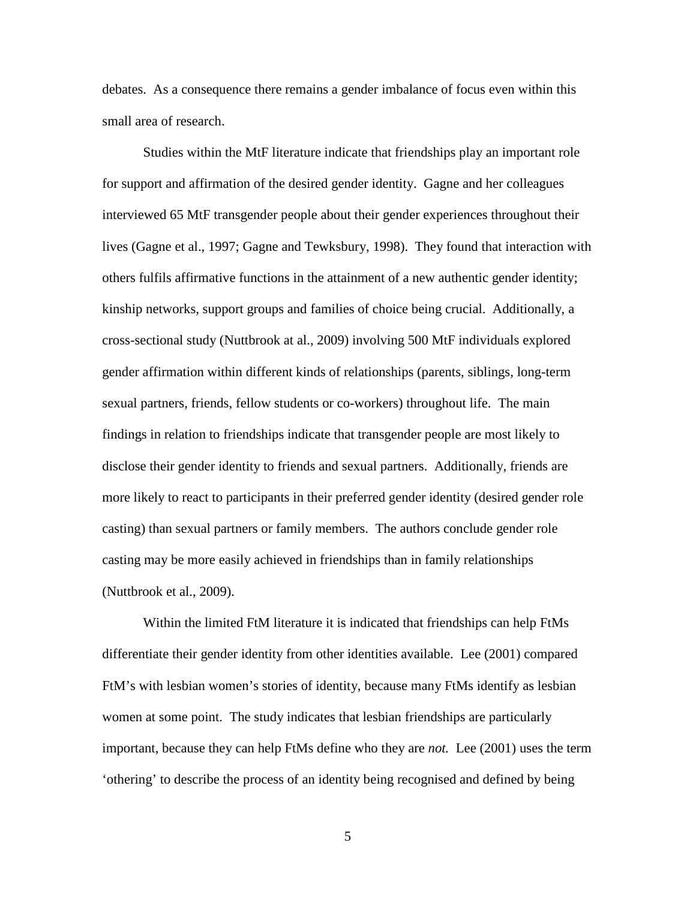debates. As a consequence there remains a gender imbalance of focus even within this small area of research.

Studies within the MtF literature indicate that friendships play an important role for support and affirmation of the desired gender identity. Gagne and her colleagues interviewed 65 MtF transgender people about their gender experiences throughout their lives (Gagne et al., 1997; Gagne and Tewksbury, 1998). They found that interaction with others fulfils affirmative functions in the attainment of a new authentic gender identity; kinship networks, support groups and families of choice being crucial. Additionally, a cross-sectional study (Nuttbrook at al., 2009) involving 500 MtF individuals explored gender affirmation within different kinds of relationships (parents, siblings, long-term sexual partners, friends, fellow students or co-workers) throughout life. The main findings in relation to friendships indicate that transgender people are most likely to disclose their gender identity to friends and sexual partners. Additionally, friends are more likely to react to participants in their preferred gender identity (desired gender role casting) than sexual partners or family members. The authors conclude gender role casting may be more easily achieved in friendships than in family relationships (Nuttbrook et al., 2009).

Within the limited FtM literature it is indicated that friendships can help FtMs differentiate their gender identity from other identities available. Lee (2001) compared FtM's with lesbian women's stories of identity, because many FtMs identify as lesbian women at some point. The study indicates that lesbian friendships are particularly important, because they can help FtMs define who they are *not.* Lee (2001) uses the term 'othering' to describe the process of an identity being recognised and defined by being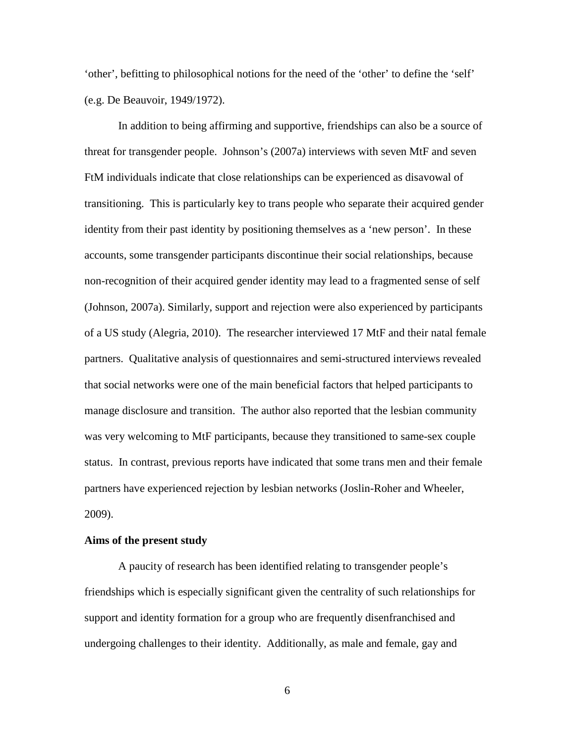'other', befitting to philosophical notions for the need of the 'other' to define the 'self' (e.g. De Beauvoir, 1949/1972).

In addition to being affirming and supportive, friendships can also be a source of threat for transgender people. Johnson's (2007a) interviews with seven MtF and seven FtM individuals indicate that close relationships can be experienced as disavowal of transitioning. This is particularly key to trans people who separate their acquired gender identity from their past identity by positioning themselves as a 'new person'. In these accounts, some transgender participants discontinue their social relationships, because non-recognition of their acquired gender identity may lead to a fragmented sense of self (Johnson, 2007a). Similarly, support and rejection were also experienced by participants of a US study (Alegria, 2010). The researcher interviewed 17 MtF and their natal female partners. Qualitative analysis of questionnaires and semi-structured interviews revealed that social networks were one of the main beneficial factors that helped participants to manage disclosure and transition. The author also reported that the lesbian community was very welcoming to MtF participants, because they transitioned to same-sex couple status. In contrast, previous reports have indicated that some trans men and their female partners have experienced rejection by lesbian networks (Joslin-Roher and Wheeler, 2009).

**Aims of the present study**

A paucity of research has been identified relating to transgender people's friendships which is especially significant given the centrality of such relationships for support and identity formation for a group who are frequently disenfranchised and undergoing challenges to their identity. Additionally, as male and female, gay and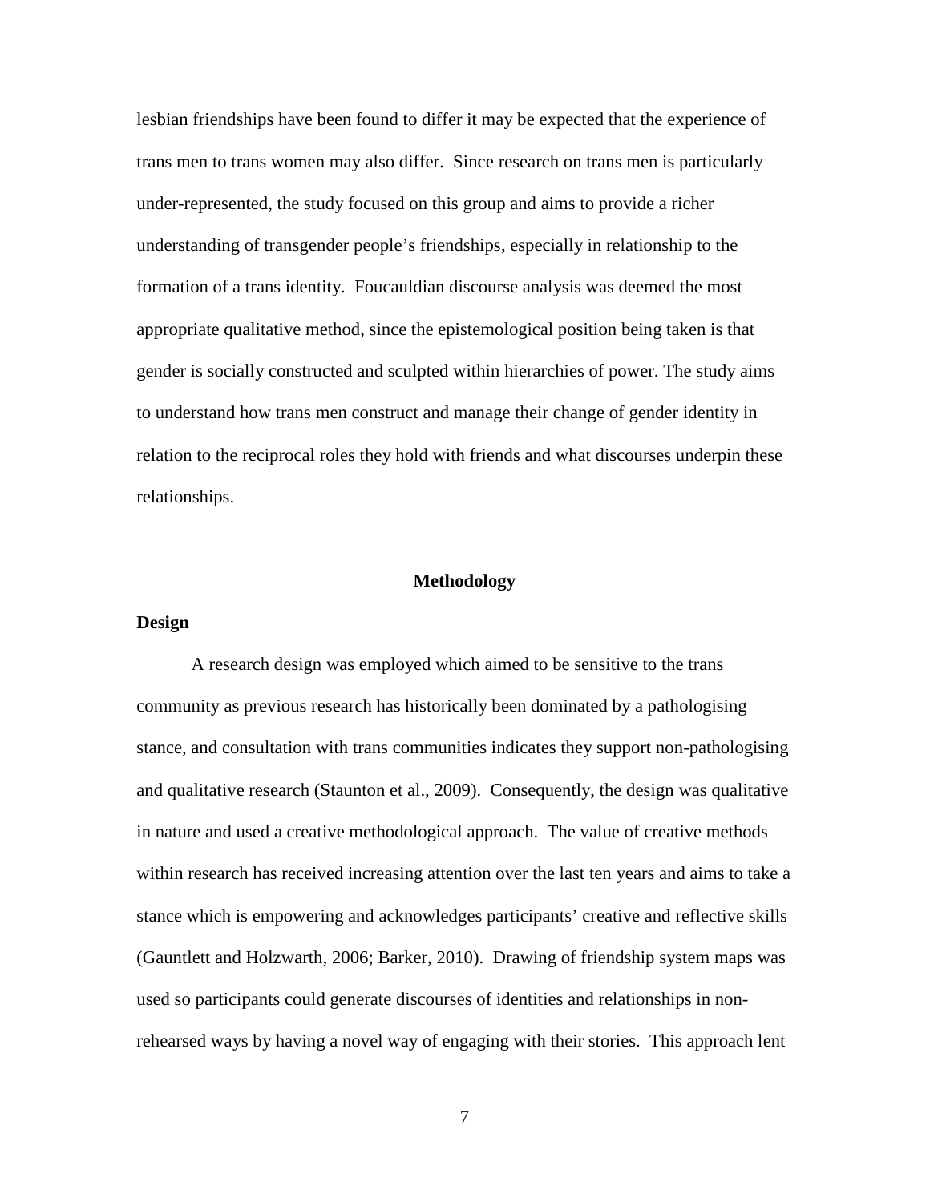lesbian friendships have been found to differ it may be expected that the experience of trans men to trans women may also differ. Since research on trans men is particularly under-represented, the study focused on this group and aims to provide a richer understanding of transgender people's friendships, especially in relationship to the formation of a trans identity. Foucauldian discourse analysis was deemed the most appropriate qualitative method, since the epistemological position being taken is that gender is socially constructed and sculpted within hierarchies of power. The study aims to understand how trans men construct and manage their change of gender identity in relation to the reciprocal roles they hold with friends and what discourses underpin these relationships.

## Methodology

### Design

A research design was employed which aimed to be sensitive to the trans community as previous research has historically been dominated by a pathologising stance, and consultation with trans communities indicates they support non-pathologising and qualitative research (Staunton et al., 2009). Consequently, the design was qualitative in nature and used a creative methodological approach. The value of creative methods within research has received increasing attention over the last ten years and aims to take a stance which is empowering and acknowledges participants' creative and reflective skills (Gauntlett and Holzwarth, 2006; Barker, 2010). Drawing of friendship system maps was used so participants could generate discourses of identities and relationships in non-rehearsed ways by having a novel way of engaging with their stories. This approach lent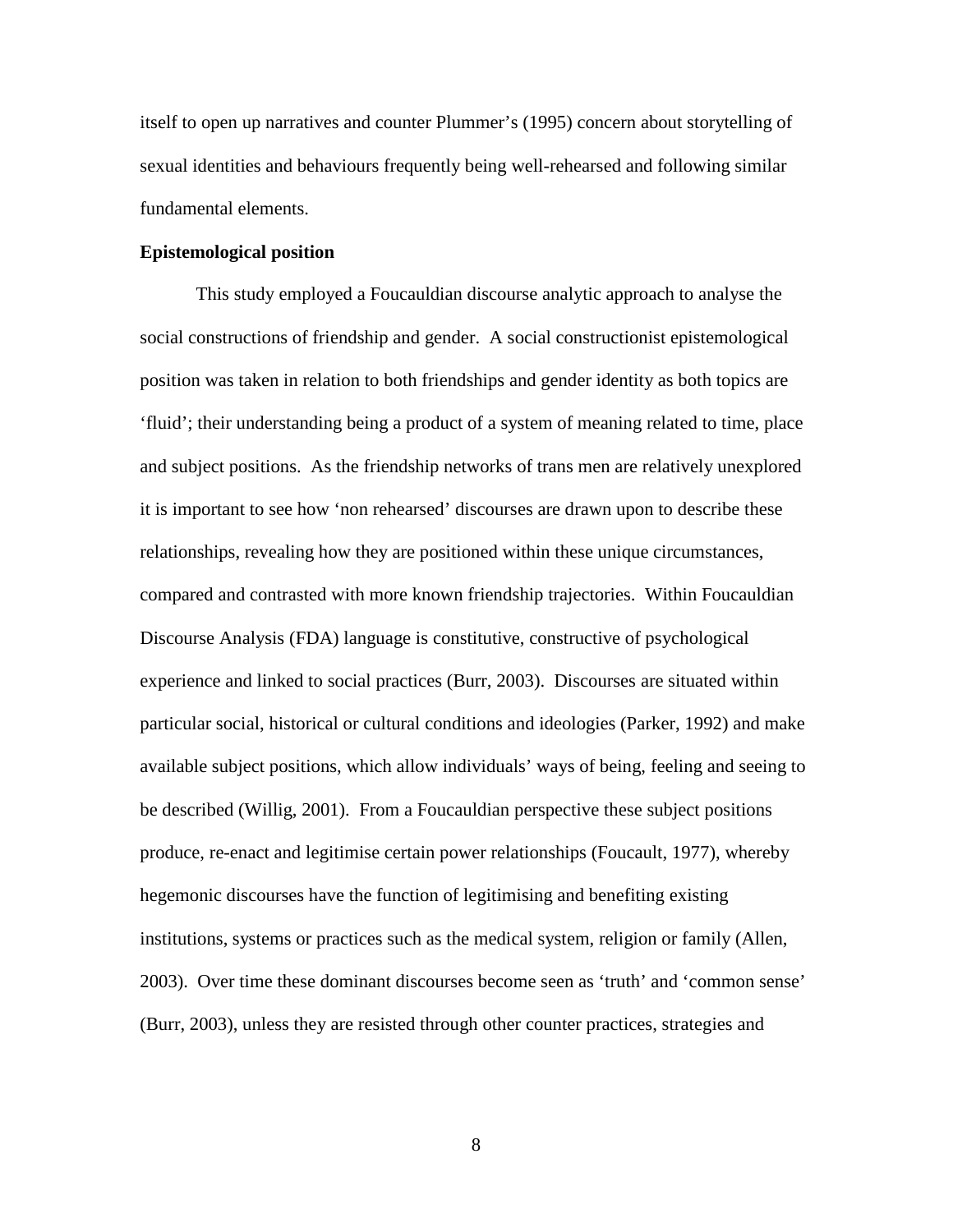itself to open up narratives and counter Plummer's (1995) concern about storytelling of sexual identities and behaviours frequently being well-rehearsed and following similar fundamental elements.

**Epistemological position**

This study employed a Foucauldian discourse analytic approach to analyse the social constructions of friendship and gender. A social constructionist epistemological position was taken in relation to both friendships and gender identity as both topics are 'fluid'; their understanding being a product of a system of meaning related to time, place and subject positions. As the friendship networks of trans men are relatively unexplored it is important to see how 'non rehearsed' discourses are drawn upon to describe these relationships, revealing how they are positioned within these unique circumstances, compared and contrasted with more known friendship trajectories. Within Foucauldian Discourse Analysis (FDA) language is constitutive, constructive of psychological experience and linked to social practices (Burr, 2003). Discourses are situated within particular social, historical or cultural conditions and ideologies (Parker, 1992) and make available subject positions, which allow individuals' ways of being, feeling and seeing to be described (Willig, 2001). From a Foucauldian perspective these subject positions produce, re-enact and legitimise certain power relationships (Foucault, 1977), whereby hegemonic discourses have the function of legitimising and benefiting existing institutions, systems or practices such as the medical system, religion or family (Allen, 2003). Over time these dominant discourses become seen as 'truth' and 'common sense' (Burr, 2003), unless they are resisted through other counter practices, strategies and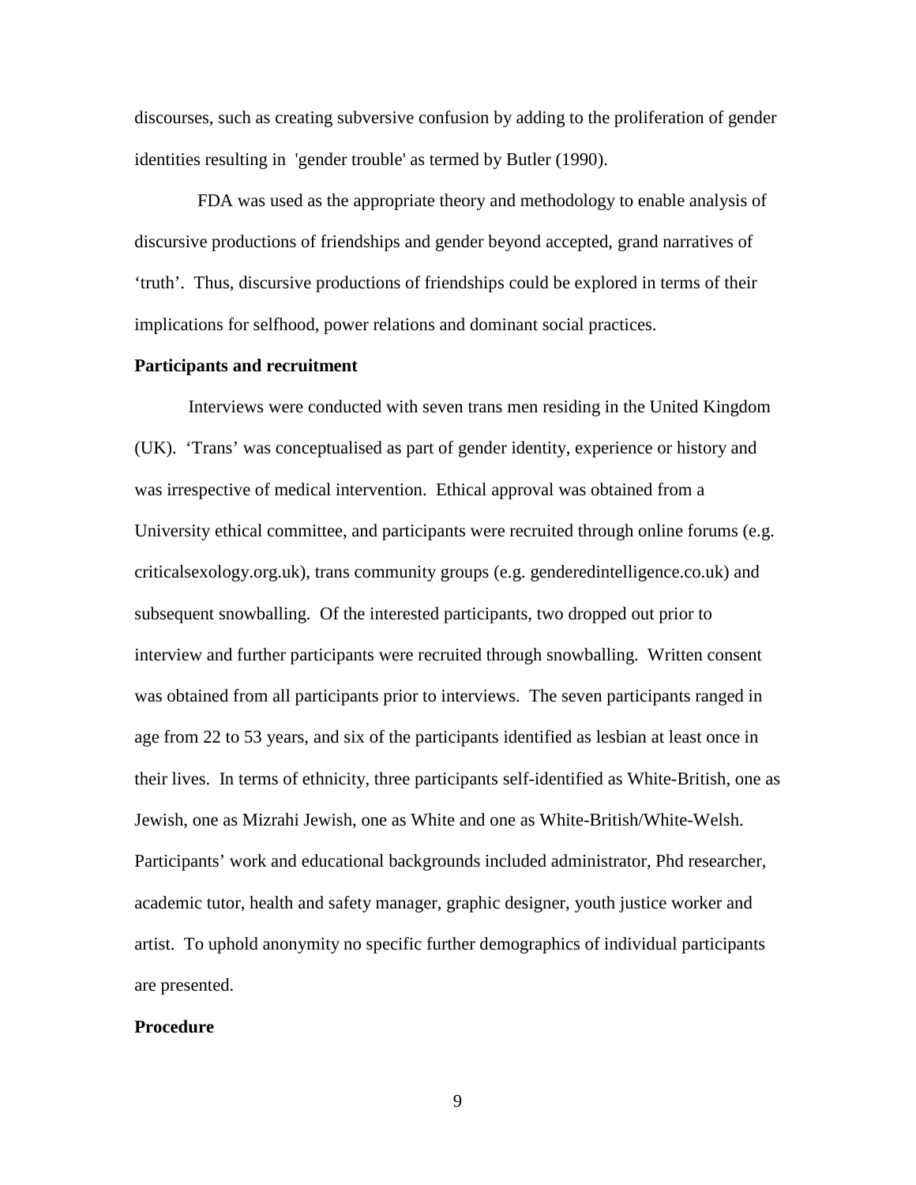discourses, such as creating subversive confusion by adding to the proliferation of gender identities resulting in 'gender trouble' as termed by Butler (1990).

FDA was used as the appropriate theory and methodology to enable analysis of discursive productions of friendships and gender beyond accepted, grand narratives of 'truth'. Thus, discursive productions of friendships could be explored in terms of their implications for selfhood, power relations and dominant social practices.

**Participants and recruitment**

Interviews were conducted with seven trans men residing in the United Kingdom (UK). 'Trans' was conceptualised as part of gender identity, experience or history and was irrespective of medical intervention. Ethical approval was obtained from a University ethical committee, and participants were recruited through online forums (e.g. criticalsexology.org.uk), trans community groups (e.g. genderedintelligence.co.uk) and subsequent snowballing. Of the interested participants, two dropped out prior to interview and further participants were recruited through snowballing. Written consent was obtained from all participants prior to interviews. The seven participants ranged in age from 22 to 53 years, and six of the participants identified as lesbian at least once in their lives. In terms of ethnicity, three participants self-identified as White-British, one as Jewish, one as Mizrahi Jewish, one as White and one as White-British/White-Welsh. Participants' work and educational backgrounds included administrator, Phd researcher, academic tutor, health and safety manager, graphic designer, youth justice worker and artist. To uphold anonymity no specific further demographics of individual participants are presented.

**Procedure**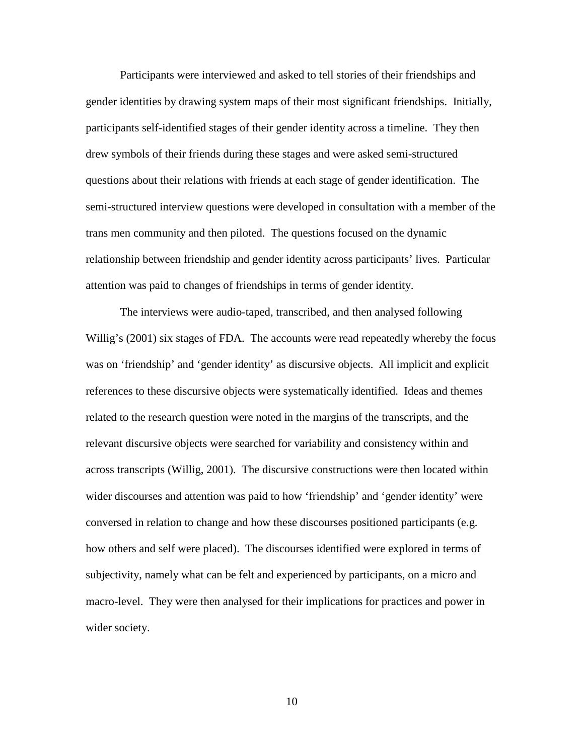Participants were interviewed and asked to tell stories of their friendships and gender identities by drawing system maps of their most significant friendships. Initially, participants self-identified stages of their gender identity across a timeline. They then drew symbols of their friends during these stages and were asked semi-structured questions about their relations with friends at each stage of gender identification. The semi-structured interview questions were developed in consultation with a member of the trans men community and then piloted. The questions focused on the dynamic relationship between friendship and gender identity across participants' lives. Particular attention was paid to changes of friendships in terms of gender identity.

The interviews were audio-taped, transcribed, and then analysed following Willig's (2001) six stages of FDA. The accounts were read repeatedly whereby the focus was on 'friendship' and 'gender identity' as discursive objects. All implicit and explicit references to these discursive objects were systematically identified. Ideas and themes related to the research question were noted in the margins of the transcripts, and the relevant discursive objects were searched for variability and consistency within and across transcripts (Willig, 2001). The discursive constructions were then located within wider discourses and attention was paid to how 'friendship' and 'gender identity' were conversed in relation to change and how these discourses positioned participants (e.g. how others and self were placed). The discourses identified were explored in terms of subjectivity, namely what can be felt and experienced by participants, on a micro and macro-level. They were then analysed for their implications for practices and power in wider society.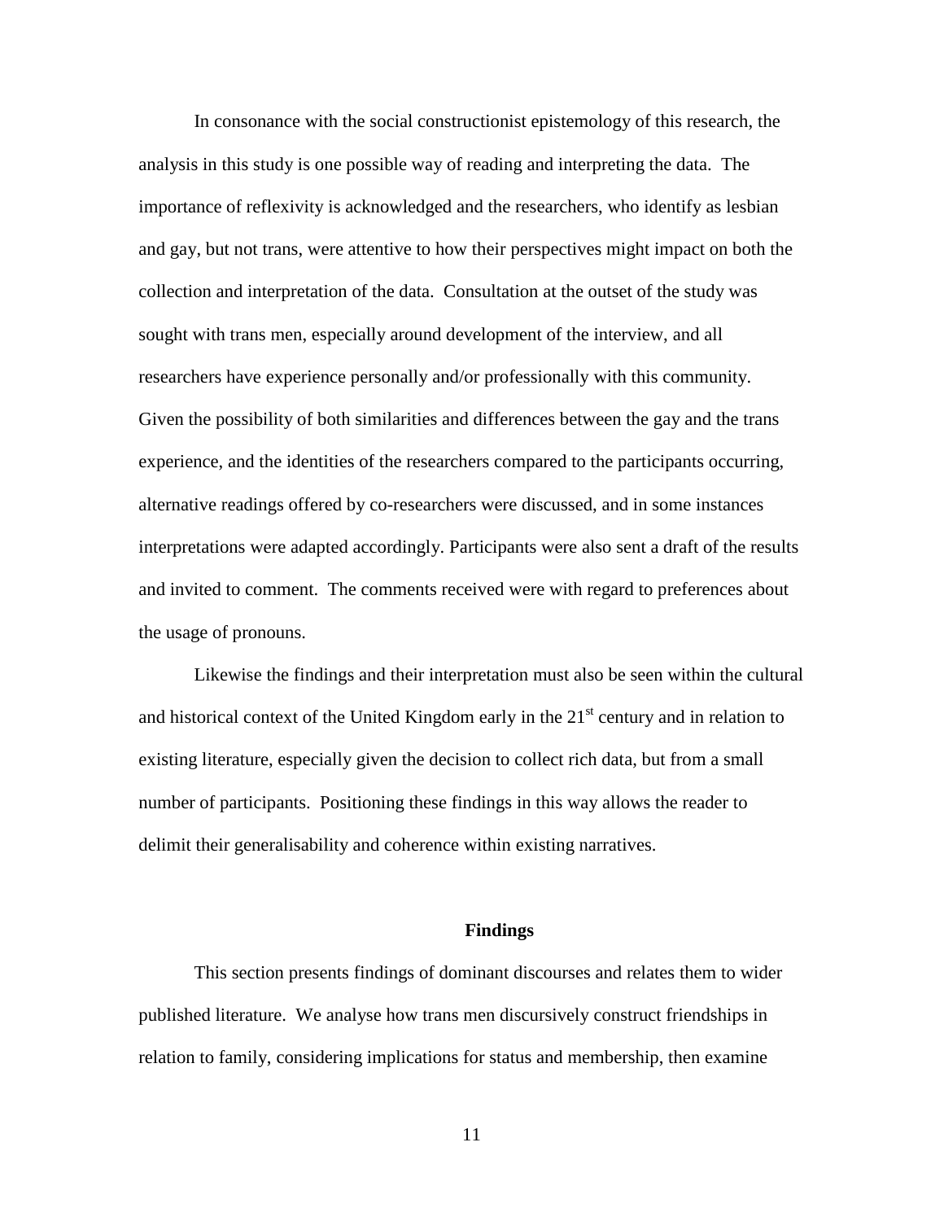In consonance with the social constructionist epistemology of this research, the analysis in this study is one possible way of reading and interpreting the data. The importance of reflexivity is acknowledged and the researchers, who identify as lesbian and gay, but not trans, were attentive to how their perspectives might impact on both the collection and interpretation of the data. Consultation at the outset of the study was sought with trans men, especially around development of the interview, and all researchers have experience personally and/or professionally with this community. Given the possibility of both similarities and differences between the gay and the trans experience, and the identities of the researchers compared to the participants occurring, alternative readings offered by co-researchers were discussed, and in some instances interpretations were adapted accordingly. Participants were also sent a draft of the results and invited to comment. The comments received were with regard to preferences about the usage of pronouns.

Likewise the findings and their interpretation must also be seen within the cultural and historical context of the United Kingdom early in the 21st century and in relation to existing literature, especially given the decision to collect rich data, but from a small number of participants. Positioning these findings in this way allows the reader to delimit their generalisability and coherence within existing narratives.

## Findings

This section presents findings of dominant discourses and relates them to wider published literature. We analyse how trans men discursively construct friendships in relation to family, considering implications for status and membership, then examine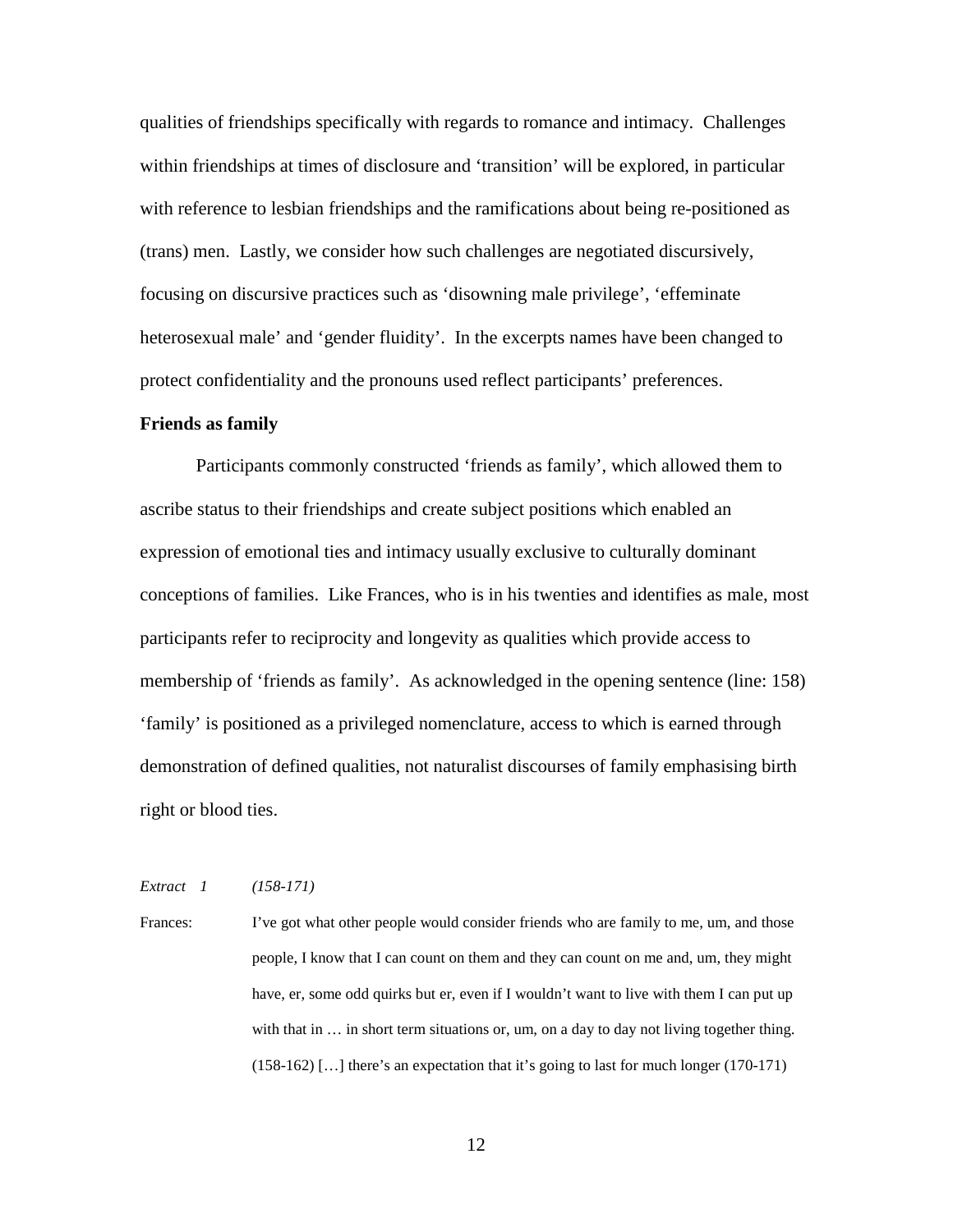qualities of friendships specifically with regards to romance and intimacy. Challenges within friendships at times of disclosure and 'transition' will be explored, in particular with reference to lesbian friendships and the ramifications about being re-positioned as (trans) men. Lastly, we consider how such challenges are negotiated discursively, focusing on discursive practices such as 'disowning male privilege', 'effeminate heterosexual male' and 'gender fluidity'. In the excerpts names have been changed to protect confidentiality and the pronouns used reflect participants' preferences.

**Friends as family**

Participants commonly constructed 'friends as family', which allowed them to ascribe status to their friendships and create subject positions which enabled an expression of emotional ties and intimacy usually exclusive to culturally dominant conceptions of families. Like Frances, who is in his twenties and identifies as male, most participants refer to reciprocity and longevity as qualities which provide access to membership of 'friends as family'. As acknowledged in the opening sentence (line: 158) 'family' is positioned as a privileged nomenclature, access to which is earned through demonstration of defined qualities, not naturalist discourses of family emphasising birth right or blood ties.

*Extract 1 (158-171)*

Frances: I've got what other people would consider friends who are family to me, um, and those people, I know that I can count on them and they can count on me and, um, they might have, er, some odd quirks but er, even if I wouldn't want to live with them I can put up with that in … in short term situations or, um, on a day to day not living together thing. (158-162) […] there's an expectation that it's going to last for much longer (170-171)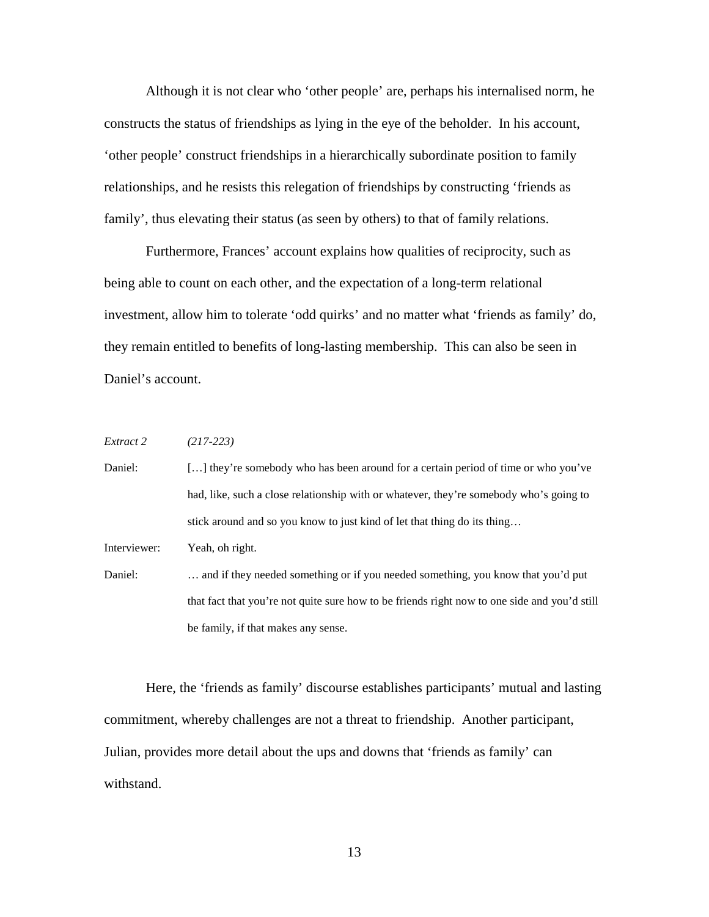Although it is not clear who 'other people' are, perhaps his internalised norm, he constructs the status of friendships as lying in the eye of the beholder. In his account, 'other people' construct friendships in a hierarchically subordinate position to family relationships, and he resists this relegation of friendships by constructing 'friends as family', thus elevating their status (as seen by others) to that of family relations.

Furthermore, Frances' account explains how qualities of reciprocity, such as being able to count on each other, and the expectation of a long-term relational investment, allow him to tolerate 'odd quirks' and no matter what 'friends as family' do, they remain entitled to benefits of long-lasting membership. This can also be seen in Daniel's account.

*Extract 2* *(217-223)*

Daniel: […] they're somebody who has been around for a certain period of time or who you've had, like, such a close relationship with or whatever, they're somebody who's going to stick around and so you know to just kind of let that thing do its thing…

Interviewer: Yeah, oh right.

Daniel: … and if they needed something or if you needed something, you know that you'd put that fact that you're not quite sure how to be friends right now to one side and you'd still be family, if that makes any sense.

Here, the 'friends as family' discourse establishes participants' mutual and lasting commitment, whereby challenges are not a threat to friendship. Another participant, Julian, provides more detail about the ups and downs that 'friends as family' can withstand.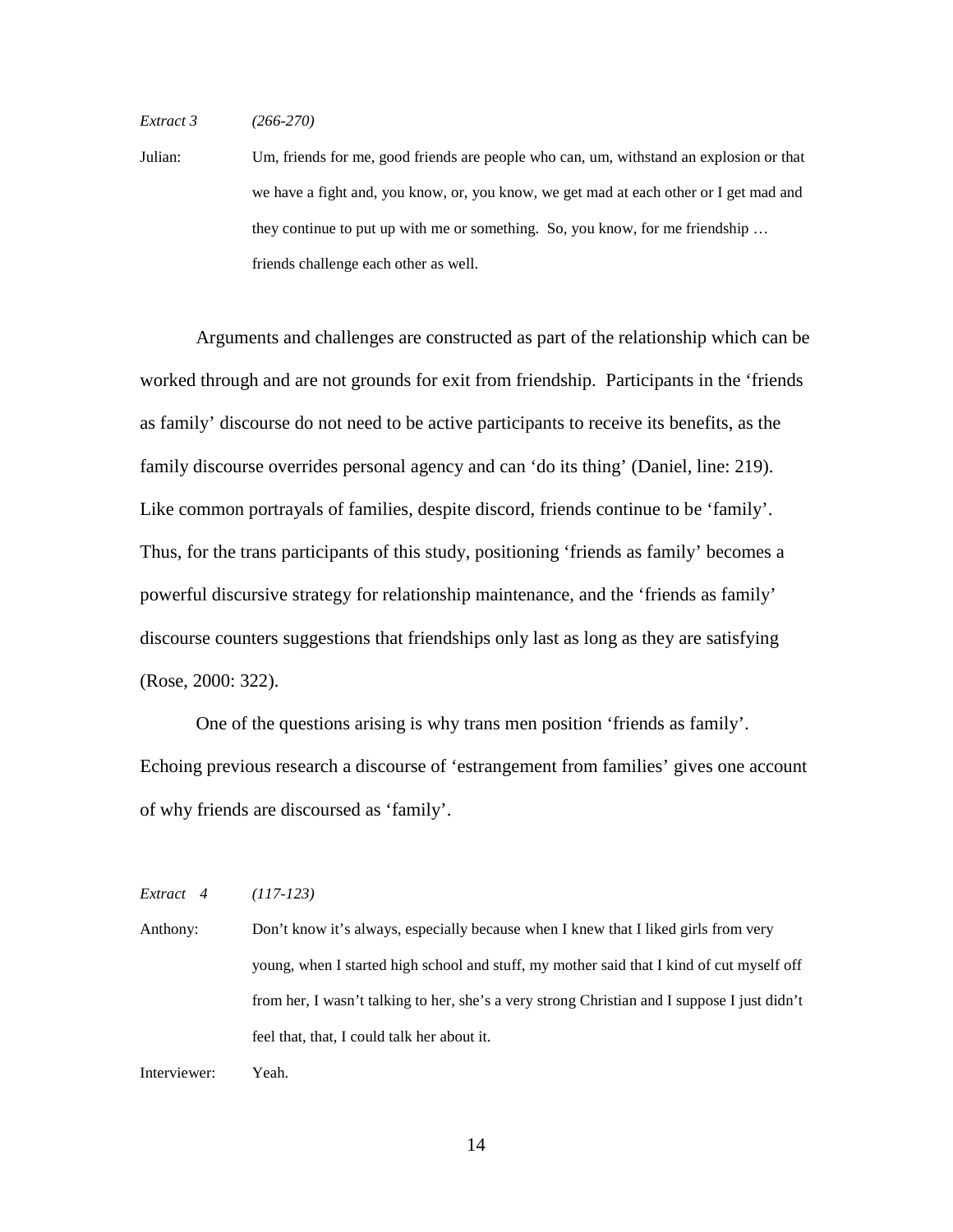*Extract 3* *(266-270)*

Julian: Um, friends for me, good friends are people who can, um, withstand an explosion or that we have a fight and, you know, or, you know, we get mad at each other or I get mad and they continue to put up with me or something. So, you know, for me friendship … friends challenge each other as well.

Arguments and challenges are constructed as part of the relationship which can be worked through and are not grounds for exit from friendship. Participants in the 'friends as family' discourse do not need to be active participants to receive its benefits, as the family discourse overrides personal agency and can 'do its thing' (Daniel, line: 219). Like common portrayals of families, despite discord, friends continue to be 'family'. Thus, for the trans participants of this study, positioning 'friends as family' becomes a powerful discursive strategy for relationship maintenance, and the 'friends as family' discourse counters suggestions that friendships only last as long as they are satisfying (Rose, 2000: 322).

One of the questions arising is why trans men position 'friends as family'. Echoing previous research a discourse of 'estrangement from families' gives one account of why friends are discoursed as 'family'.

*Extract 4* *(117-123)*

Anthony: Don't know it's always, especially because when I knew that I liked girls from very young, when I started high school and stuff, my mother said that I kind of cut myself off from her, I wasn't talking to her, she's a very strong Christian and I suppose I just didn't feel that, that, I could talk her about it.

Interviewer: Yeah.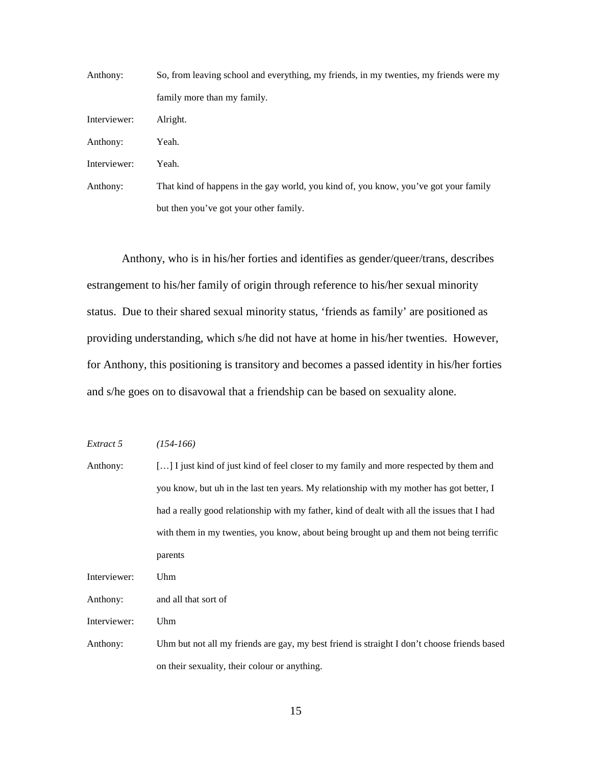| | |
|---|---|
| Anthony: | So, from leaving school and everything, my friends, in my twenties, my friends were my family more than my family. |
| Interviewer: | Alright. |
| Anthony: | Yeah. |
| Interviewer: | Yeah. |
| Anthony: | That kind of happens in the gay world, you kind of, you know, you've got your family but then you've got your other family. |

Anthony, who is in his/her forties and identifies as gender/queer/trans, describes estrangement to his/her family of origin through reference to his/her sexual minority status. Due to their shared sexual minority status, 'friends as family' are positioned as providing understanding, which s/he did not have at home in his/her twenties. However, for Anthony, this positioning is transitory and becomes a passed identity in his/her forties and s/he goes on to disavowal that a friendship can be based on sexuality alone.

*Extract 5* *(154-166)*

| | |
|---|---|
| Anthony: | […] I just kind of just kind of feel closer to my family and more respected by them and you know, but uh in the last ten years. My relationship with my mother has got better, I had a really good relationship with my father, kind of dealt with all the issues that I had with them in my twenties, you know, about being brought up and them not being terrific parents |
| Interviewer: | Uhm |
| Anthony: | and all that sort of |
| Interviewer: | Uhm |
| Anthony: | Uhm but not all my friends are gay, my best friend is straight I don't choose friends based on their sexuality, their colour or anything. |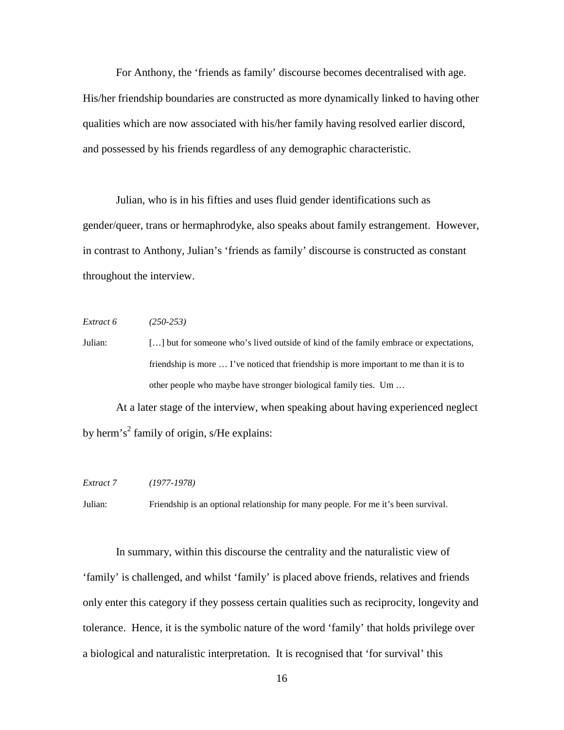For Anthony, the 'friends as family' discourse becomes decentralised with age. His/her friendship boundaries are constructed as more dynamically linked to having other qualities which are now associated with his/her family having resolved earlier discord, and possessed by his friends regardless of any demographic characteristic.

Julian, who is in his fifties and uses fluid gender identifications such as gender/queer, trans or hermaphrodyke, also speaks about family estrangement. However, in contrast to Anthony, Julian's 'friends as family' discourse is constructed as constant throughout the interview.

*Extract 6* *(250-253)*

Julian: […] but for someone who's lived outside of kind of the family embrace or expectations, friendship is more … I've noticed that friendship is more important to me than it is to other people who maybe have stronger biological family ties. Um …

At a later stage of the interview, when speaking about having experienced neglect by herm's[2] family of origin, s/He explains:

*Extract 7* *(1977-1978)*

Julian: Friendship is an optional relationship for many people. For me it's been survival.

In summary, within this discourse the centrality and the naturalistic view of 'family' is challenged, and whilst 'family' is placed above friends, relatives and friends only enter this category if they possess certain qualities such as reciprocity, longevity and tolerance. Hence, it is the symbolic nature of the word 'family' that holds privilege over a biological and naturalistic interpretation. It is recognised that 'for survival' this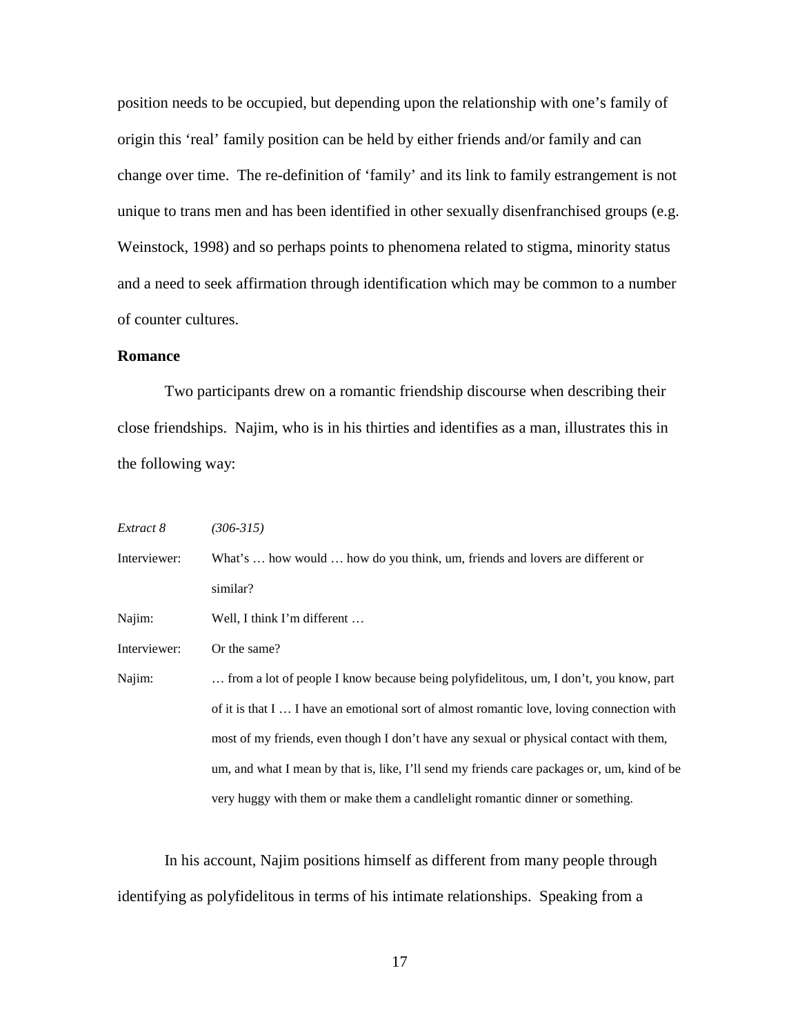position needs to be occupied, but depending upon the relationship with one's family of origin this 'real' family position can be held by either friends and/or family and can change over time. The re-definition of 'family' and its link to family estrangement is not unique to trans men and has been identified in other sexually disenfranchised groups (e.g. Weinstock, 1998) and so perhaps points to phenomena related to stigma, minority status and a need to seek affirmation through identification which may be common to a number of counter cultures.

**Romance**

Two participants drew on a romantic friendship discourse when describing their close friendships. Najim, who is in his thirties and identifies as a man, illustrates this in the following way:

*Extract 8* *(306-315)*

Interviewer: What's … how would … how do you think, um, friends and lovers are different or similar?

Najim: Well, I think I'm different …

Interviewer: Or the same?

Najim: … from a lot of people I know because being polyfidelitous, um, I don't, you know, part of it is that I … I have an emotional sort of almost romantic love, loving connection with most of my friends, even though I don't have any sexual or physical contact with them, um, and what I mean by that is, like, I'll send my friends care packages or, um, kind of be very huggy with them or make them a candlelight romantic dinner or something.

In his account, Najim positions himself as different from many people through identifying as polyfidelitous in terms of his intimate relationships. Speaking from a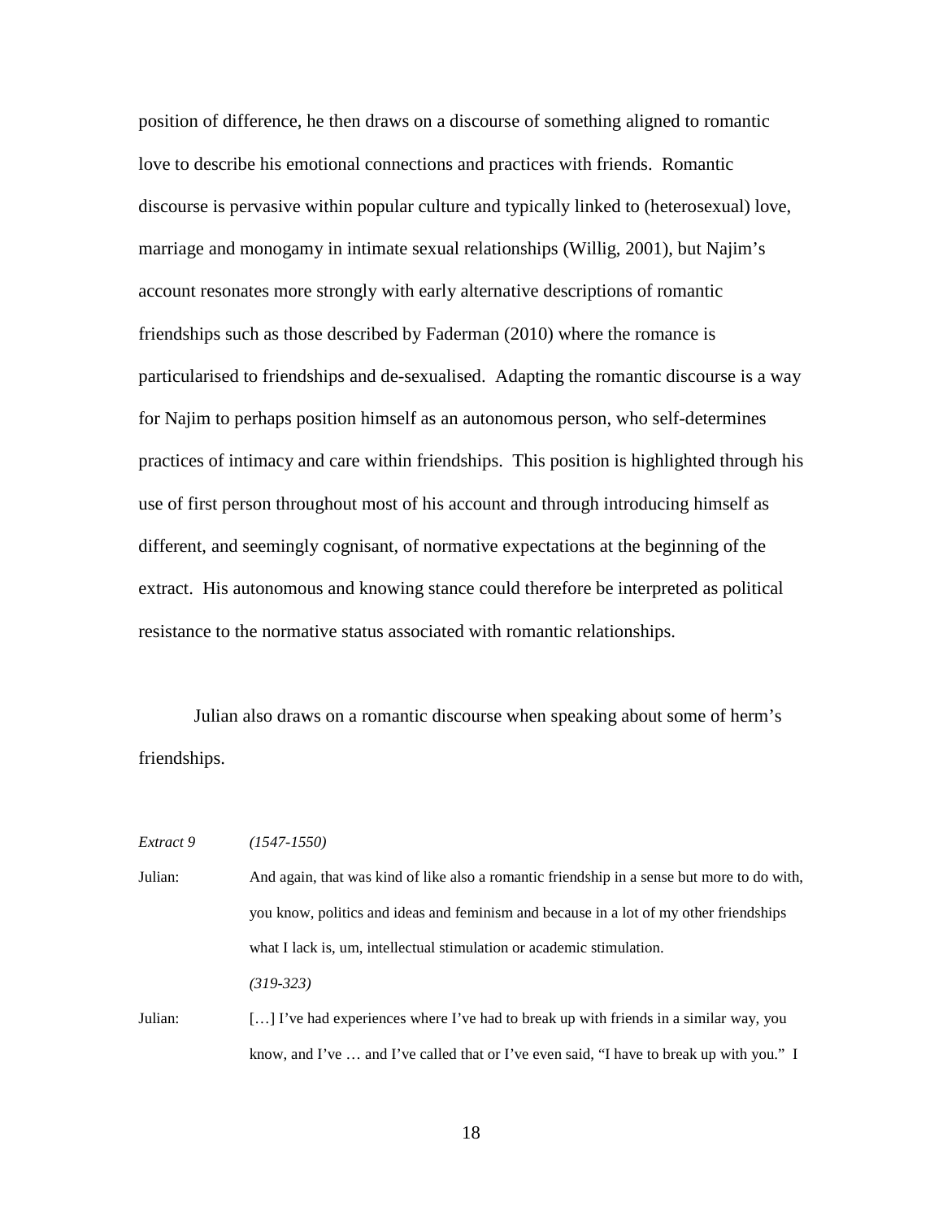position of difference, he then draws on a discourse of something aligned to romantic love to describe his emotional connections and practices with friends. Romantic discourse is pervasive within popular culture and typically linked to (heterosexual) love, marriage and monogamy in intimate sexual relationships (Willig, 2001), but Najim's account resonates more strongly with early alternative descriptions of romantic friendships such as those described by Faderman (2010) where the romance is particularised to friendships and de-sexualised. Adapting the romantic discourse is a way for Najim to perhaps position himself as an autonomous person, who self-determines practices of intimacy and care within friendships. This position is highlighted through his use of first person throughout most of his account and through introducing himself as different, and seemingly cognisant, of normative expectations at the beginning of the extract. His autonomous and knowing stance could therefore be interpreted as political resistance to the normative status associated with romantic relationships.

Julian also draws on a romantic discourse when speaking about some of herm's friendships.

*Extract 9* *(1547-1550)*

Julian: And again, that was kind of like also a romantic friendship in a sense but more to do with, you know, politics and ideas and feminism and because in a lot of my other friendships what I lack is, um, intellectual stimulation or academic stimulation.

*(319-323)*

Julian: […] I've had experiences where I've had to break up with friends in a similar way, you know, and I've … and I've called that or I've even said, "I have to break up with you." I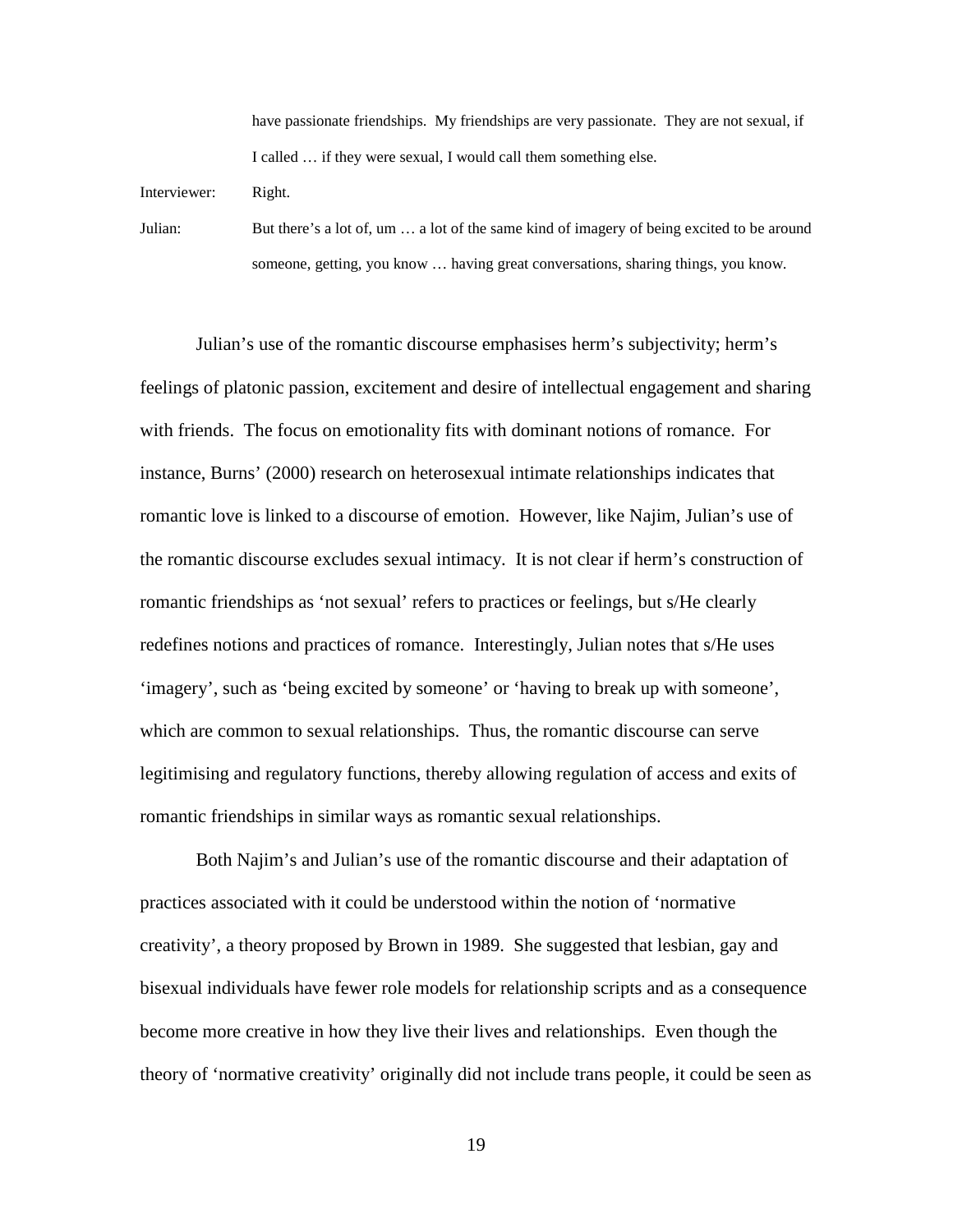have passionate friendships. My friendships are very passionate. They are not sexual, if I called … if they were sexual, I would call them something else.

Interviewer: Right.

Julian: But there's a lot of, um … a lot of the same kind of imagery of being excited to be around someone, getting, you know … having great conversations, sharing things, you know.

Julian's use of the romantic discourse emphasises herm's subjectivity; herm's feelings of platonic passion, excitement and desire of intellectual engagement and sharing with friends. The focus on emotionality fits with dominant notions of romance. For instance, Burns' (2000) research on heterosexual intimate relationships indicates that romantic love is linked to a discourse of emotion. However, like Najim, Julian's use of the romantic discourse excludes sexual intimacy. It is not clear if herm's construction of romantic friendships as 'not sexual' refers to practices or feelings, but s/He clearly redefines notions and practices of romance. Interestingly, Julian notes that s/He uses 'imagery', such as 'being excited by someone' or 'having to break up with someone', which are common to sexual relationships. Thus, the romantic discourse can serve legitimising and regulatory functions, thereby allowing regulation of access and exits of romantic friendships in similar ways as romantic sexual relationships.

Both Najim's and Julian's use of the romantic discourse and their adaptation of practices associated with it could be understood within the notion of 'normative creativity', a theory proposed by Brown in 1989. She suggested that lesbian, gay and bisexual individuals have fewer role models for relationship scripts and as a consequence become more creative in how they live their lives and relationships. Even though the theory of 'normative creativity' originally did not include trans people, it could be seen as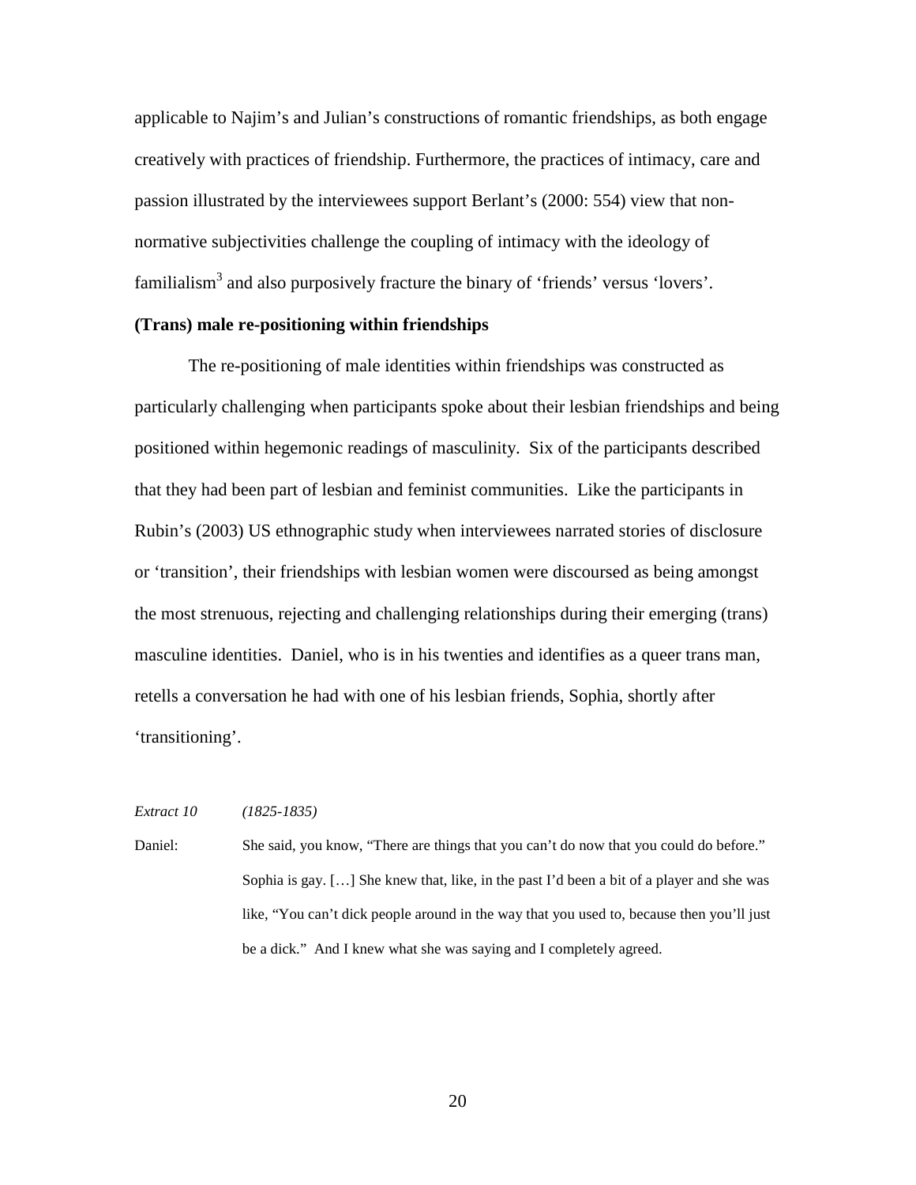applicable to Najim's and Julian's constructions of romantic friendships, as both engage creatively with practices of friendship. Furthermore, the practices of intimacy, care and passion illustrated by the interviewees support Berlant's (2000: 554) view that non-normative subjectivities challenge the coupling of intimacy with the ideology of familialism[3] and also purposively fracture the binary of 'friends' versus 'lovers'.

**(Trans) male re-positioning within friendships**

The re-positioning of male identities within friendships was constructed as particularly challenging when participants spoke about their lesbian friendships and being positioned within hegemonic readings of masculinity. Six of the participants described that they had been part of lesbian and feminist communities. Like the participants in Rubin's (2003) US ethnographic study when interviewees narrated stories of disclosure or 'transition', their friendships with lesbian women were discoursed as being amongst the most strenuous, rejecting and challenging relationships during their emerging (trans) masculine identities. Daniel, who is in his twenties and identifies as a queer trans man, retells a conversation he had with one of his lesbian friends, Sophia, shortly after 'transitioning'.

*Extract 10* *(1825-1835)*

Daniel: She said, you know, "There are things that you can't do now that you could do before." Sophia is gay. […] She knew that, like, in the past I'd been a bit of a player and she was like, "You can't dick people around in the way that you used to, because then you'll just be a dick." And I knew what she was saying and I completely agreed.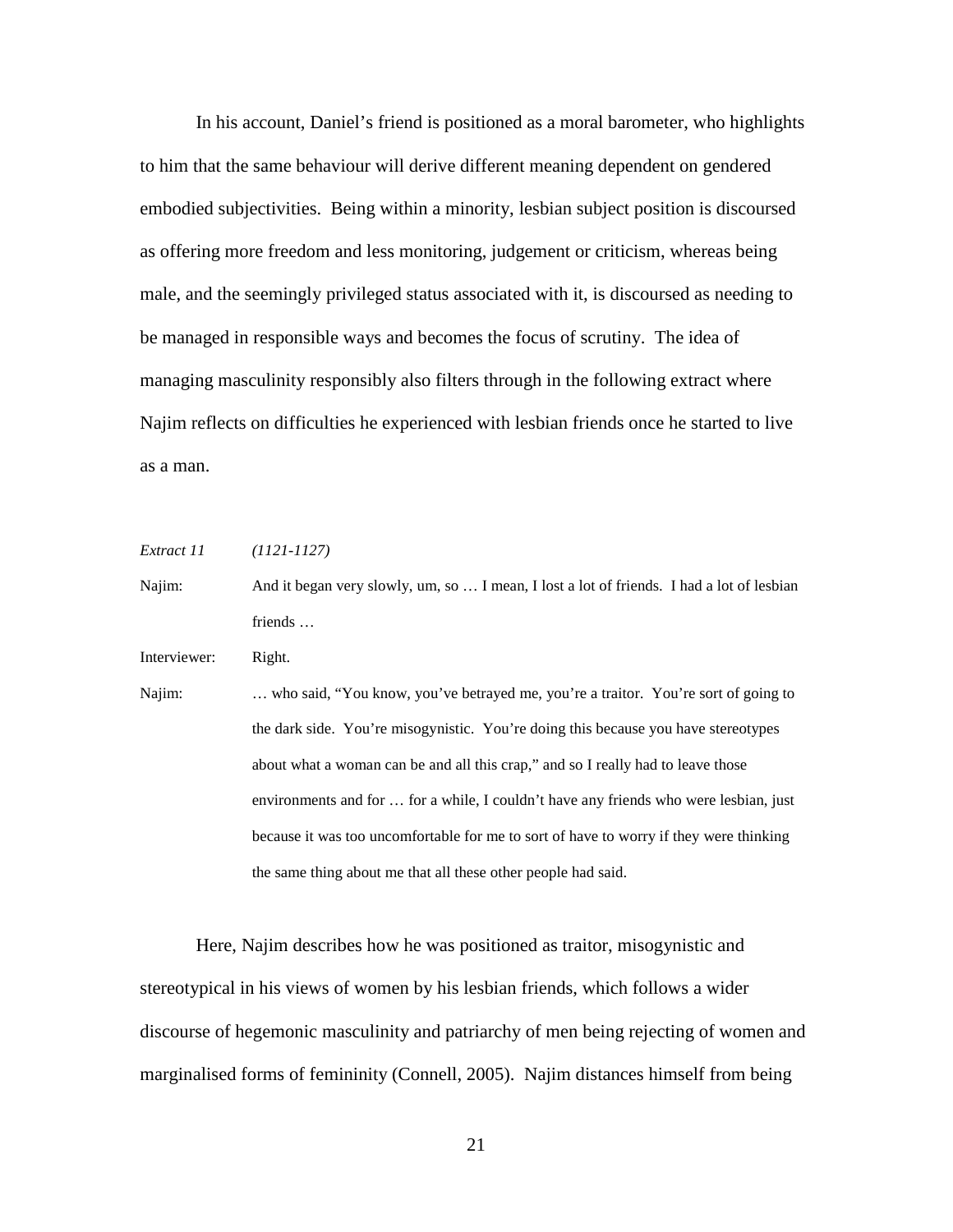In his account, Daniel's friend is positioned as a moral barometer, who highlights to him that the same behaviour will derive different meaning dependent on gendered embodied subjectivities. Being within a minority, lesbian subject position is discoursed as offering more freedom and less monitoring, judgement or criticism, whereas being male, and the seemingly privileged status associated with it, is discoursed as needing to be managed in responsible ways and becomes the focus of scrutiny. The idea of managing masculinity responsibly also filters through in the following extract where Najim reflects on difficulties he experienced with lesbian friends once he started to live as a man.

*Extract 11* *(1121-1127)*

Najim: And it began very slowly, um, so … I mean, I lost a lot of friends. I had a lot of lesbian friends …

Interviewer: Right.

Najim: … who said, "You know, you've betrayed me, you're a traitor. You're sort of going to the dark side. You're misogynistic. You're doing this because you have stereotypes about what a woman can be and all this crap," and so I really had to leave those environments and for … for a while, I couldn't have any friends who were lesbian, just because it was too uncomfortable for me to sort of have to worry if they were thinking the same thing about me that all these other people had said.

Here, Najim describes how he was positioned as traitor, misogynistic and stereotypical in his views of women by his lesbian friends, which follows a wider discourse of hegemonic masculinity and patriarchy of men being rejecting of women and marginalised forms of femininity (Connell, 2005). Najim distances himself from being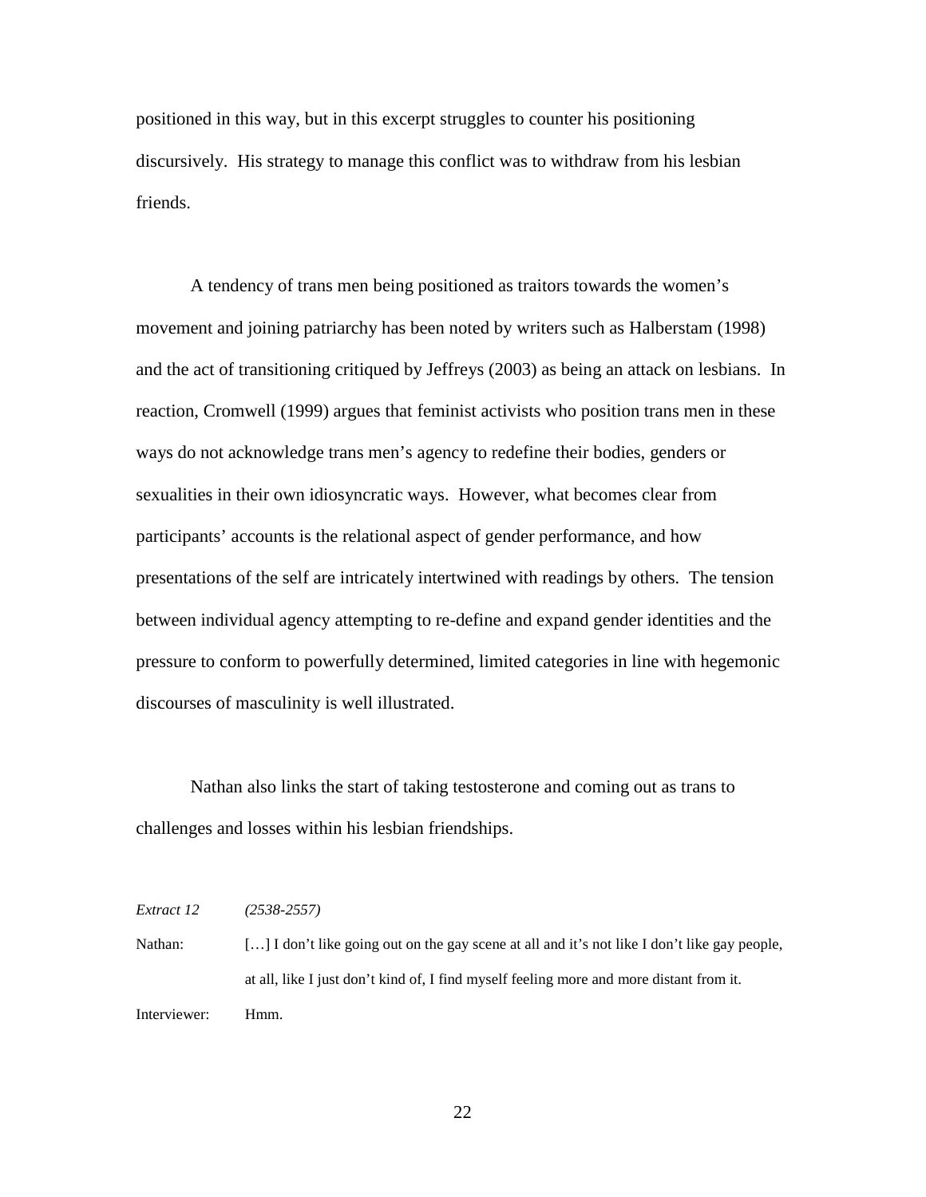positioned in this way, but in this excerpt struggles to counter his positioning discursively. His strategy to manage this conflict was to withdraw from his lesbian friends.

A tendency of trans men being positioned as traitors towards the women's movement and joining patriarchy has been noted by writers such as Halberstam (1998) and the act of transitioning critiqued by Jeffreys (2003) as being an attack on lesbians. In reaction, Cromwell (1999) argues that feminist activists who position trans men in these ways do not acknowledge trans men's agency to redefine their bodies, genders or sexualities in their own idiosyncratic ways. However, what becomes clear from participants' accounts is the relational aspect of gender performance, and how presentations of the self are intricately intertwined with readings by others. The tension between individual agency attempting to re-define and expand gender identities and the pressure to conform to powerfully determined, limited categories in line with hegemonic discourses of masculinity is well illustrated.

Nathan also links the start of taking testosterone and coming out as trans to challenges and losses within his lesbian friendships.

*Extract 12* *(2538-2557)*

Nathan: […] I don't like going out on the gay scene at all and it's not like I don't like gay people, at all, like I just don't kind of, I find myself feeling more and more distant from it.

Interviewer: Hmm.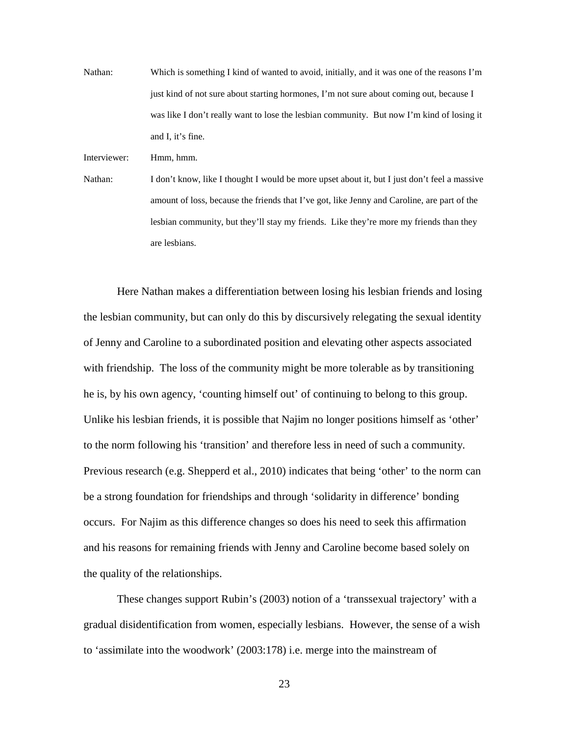Nathan: Which is something I kind of wanted to avoid, initially, and it was one of the reasons I'm just kind of not sure about starting hormones, I'm not sure about coming out, because I was like I don't really want to lose the lesbian community. But now I'm kind of losing it and I, it's fine.

Interviewer: Hmm, hmm.

Nathan: I don't know, like I thought I would be more upset about it, but I just don't feel a massive amount of loss, because the friends that I've got, like Jenny and Caroline, are part of the lesbian community, but they'll stay my friends. Like they're more my friends than they are lesbians.

Here Nathan makes a differentiation between losing his lesbian friends and losing the lesbian community, but can only do this by discursively relegating the sexual identity of Jenny and Caroline to a subordinated position and elevating other aspects associated with friendship. The loss of the community might be more tolerable as by transitioning he is, by his own agency, 'counting himself out' of continuing to belong to this group. Unlike his lesbian friends, it is possible that Najim no longer positions himself as 'other' to the norm following his 'transition' and therefore less in need of such a community. Previous research (e.g. Shepperd et al., 2010) indicates that being 'other' to the norm can be a strong foundation for friendships and through 'solidarity in difference' bonding occurs. For Najim as this difference changes so does his need to seek this affirmation and his reasons for remaining friends with Jenny and Caroline become based solely on the quality of the relationships.

These changes support Rubin's (2003) notion of a 'transsexual trajectory' with a gradual disidentification from women, especially lesbians. However, the sense of a wish to 'assimilate into the woodwork' (2003:178) i.e. merge into the mainstream of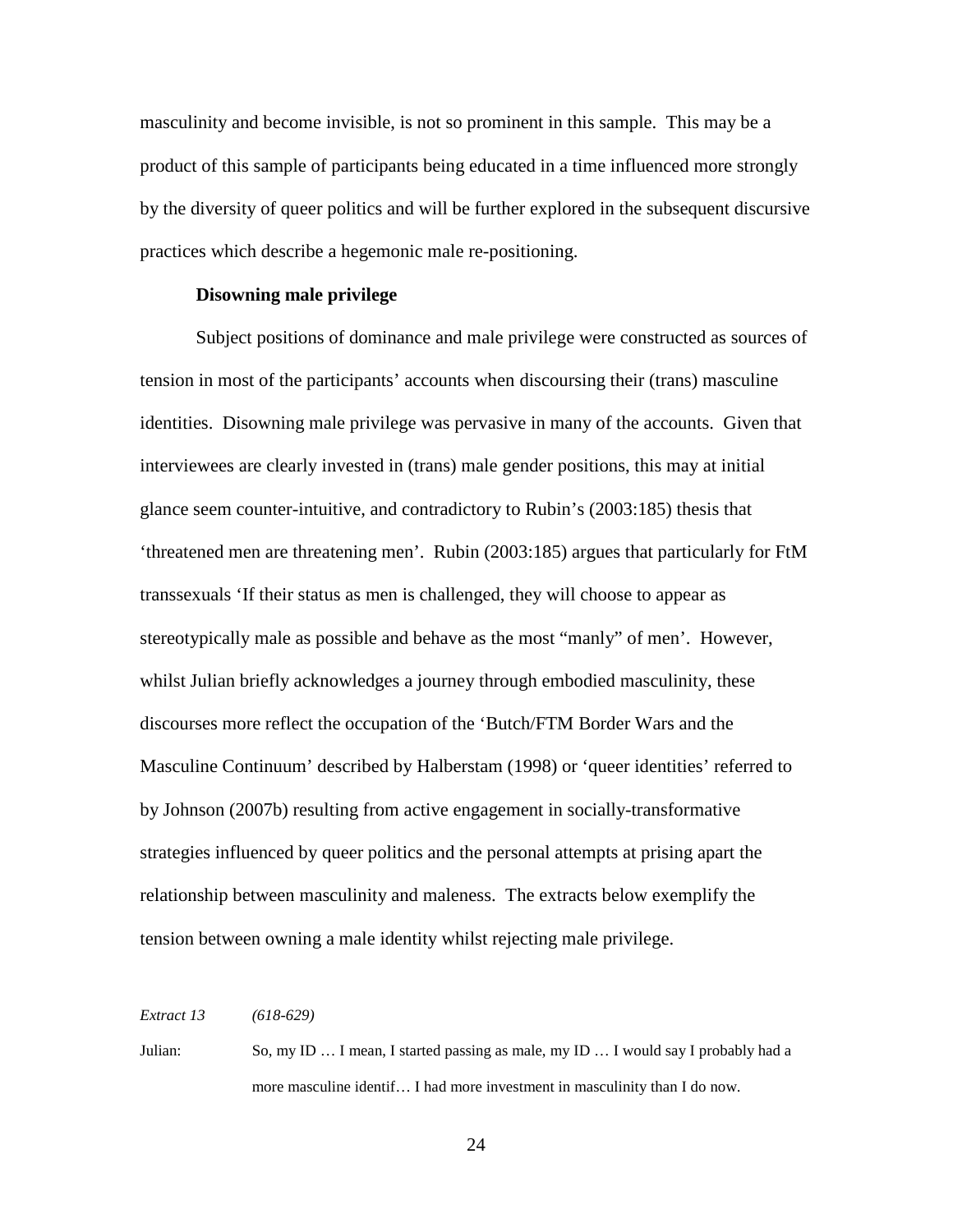masculinity and become invisible, is not so prominent in this sample. This may be a product of this sample of participants being educated in a time influenced more strongly by the diversity of queer politics and will be further explored in the subsequent discursive practices which describe a hegemonic male re-positioning.

### Disowning male privilege

Subject positions of dominance and male privilege were constructed as sources of tension in most of the participants' accounts when discoursing their (trans) masculine identities. Disowning male privilege was pervasive in many of the accounts. Given that interviewees are clearly invested in (trans) male gender positions, this may at initial glance seem counter-intuitive, and contradictory to Rubin's (2003:185) thesis that 'threatened men are threatening men'. Rubin (2003:185) argues that particularly for FtM transsexuals 'If their status as men is challenged, they will choose to appear as stereotypically male as possible and behave as the most "manly" of men'. However, whilst Julian briefly acknowledges a journey through embodied masculinity, these discourses more reflect the occupation of the 'Butch/FTM Border Wars and the Masculine Continuum' described by Halberstam (1998) or 'queer identities' referred to by Johnson (2007b) resulting from active engagement in socially-transformative strategies influenced by queer politics and the personal attempts at prising apart the relationship between masculinity and maleness. The extracts below exemplify the tension between owning a male identity whilst rejecting male privilege.

*Extract 13* *(618-629)*

Julian: So, my ID … I mean, I started passing as male, my ID … I would say I probably had a more masculine identif… I had more investment in masculinity than I do now.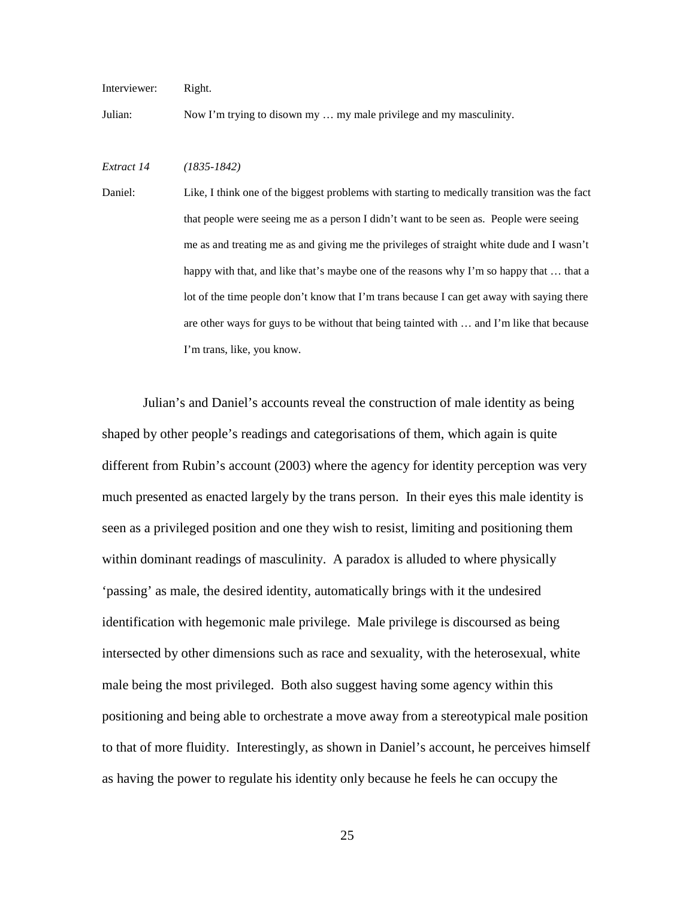Interviewer: Right.

Julian: Now I'm trying to disown my … my male privilege and my masculinity.

*Extract 14* *(1835-1842)*

Daniel: Like, I think one of the biggest problems with starting to medically transition was the fact that people were seeing me as a person I didn't want to be seen as. People were seeing me as and treating me as and giving me the privileges of straight white dude and I wasn't happy with that, and like that's maybe one of the reasons why I'm so happy that … that a lot of the time people don't know that I'm trans because I can get away with saying there are other ways for guys to be without that being tainted with … and I'm like that because I'm trans, like, you know.

Julian's and Daniel's accounts reveal the construction of male identity as being shaped by other people's readings and categorisations of them, which again is quite different from Rubin's account (2003) where the agency for identity perception was very much presented as enacted largely by the trans person. In their eyes this male identity is seen as a privileged position and one they wish to resist, limiting and positioning them within dominant readings of masculinity. A paradox is alluded to where physically 'passing' as male, the desired identity, automatically brings with it the undesired identification with hegemonic male privilege. Male privilege is discoursed as being intersected by other dimensions such as race and sexuality, with the heterosexual, white male being the most privileged. Both also suggest having some agency within this positioning and being able to orchestrate a move away from a stereotypical male position to that of more fluidity. Interestingly, as shown in Daniel's account, he perceives himself as having the power to regulate his identity only because he feels he can occupy the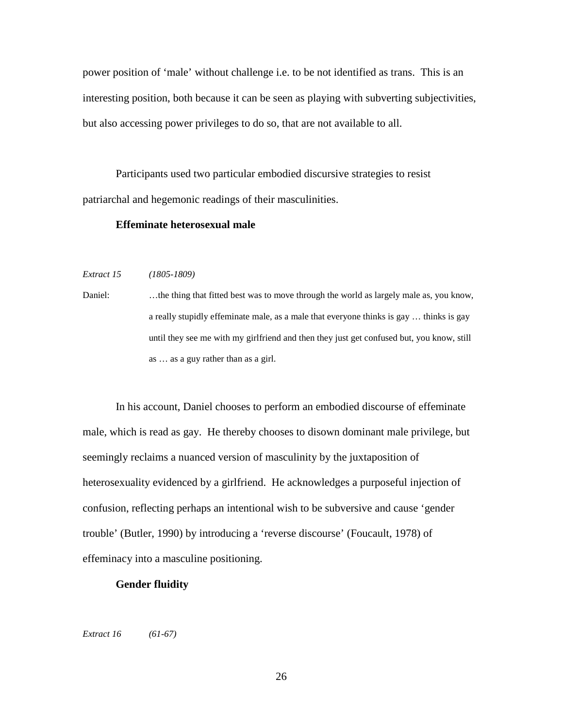power position of 'male' without challenge i.e. to be not identified as trans. This is an interesting position, both because it can be seen as playing with subverting subjectivities, but also accessing power privileges to do so, that are not available to all.

Participants used two particular embodied discursive strategies to resist patriarchal and hegemonic readings of their masculinities.

### Effeminate heterosexual male

*Extract 15* *(1805-1809)*

Daniel: …the thing that fitted best was to move through the world as largely male as, you know, a really stupidly effeminate male, as a male that everyone thinks is gay … thinks is gay until they see me with my girlfriend and then they just get confused but, you know, still as … as a guy rather than as a girl.

In his account, Daniel chooses to perform an embodied discourse of effeminate male, which is read as gay. He thereby chooses to disown dominant male privilege, but seemingly reclaims a nuanced version of masculinity by the juxtaposition of heterosexuality evidenced by a girlfriend. He acknowledges a purposeful injection of confusion, reflecting perhaps an intentional wish to be subversive and cause 'gender trouble' (Butler, 1990) by introducing a 'reverse discourse' (Foucault, 1978) of effeminacy into a masculine positioning.

### Gender fluidity

*Extract 16* *(61-67)*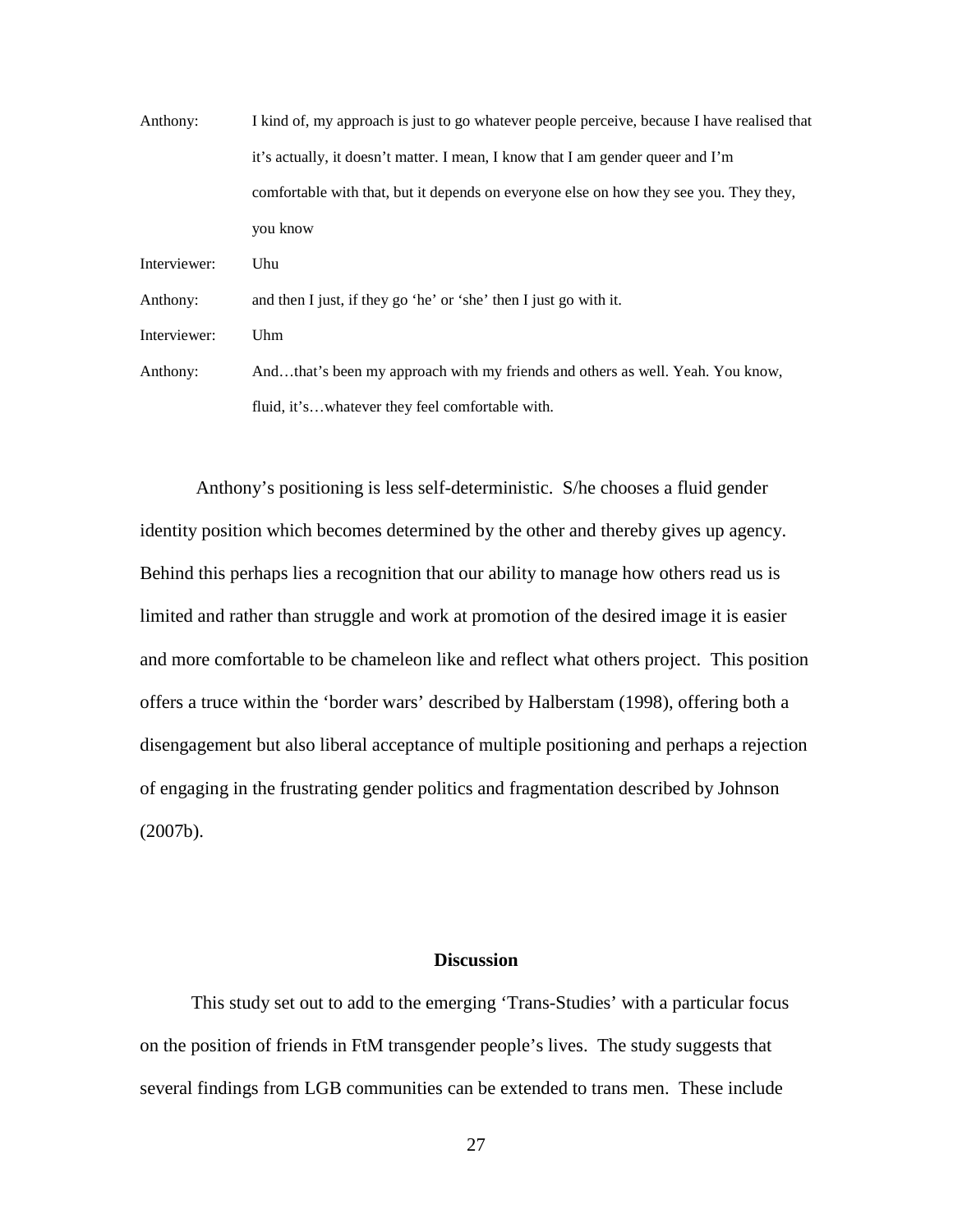Anthony: I kind of, my approach is just to go whatever people perceive, because I have realised that it's actually, it doesn't matter. I mean, I know that I am gender queer and I'm comfortable with that, but it depends on everyone else on how they see you. They they, you know

Interviewer: Uhu

Anthony: and then I just, if they go 'he' or 'she' then I just go with it.

Interviewer: Uhm

Anthony: And…that's been my approach with my friends and others as well. Yeah. You know, fluid, it's…whatever they feel comfortable with.

Anthony's positioning is less self-deterministic. S/he chooses a fluid gender identity position which becomes determined by the other and thereby gives up agency. Behind this perhaps lies a recognition that our ability to manage how others read us is limited and rather than struggle and work at promotion of the desired image it is easier and more comfortable to be chameleon like and reflect what others project. This position offers a truce within the 'border wars' described by Halberstam (1998), offering both a disengagement but also liberal acceptance of multiple positioning and perhaps a rejection of engaging in the frustrating gender politics and fragmentation described by Johnson (2007b).

## Discussion

This study set out to add to the emerging 'Trans-Studies' with a particular focus on the position of friends in FtM transgender people's lives. The study suggests that several findings from LGB communities can be extended to trans men. These include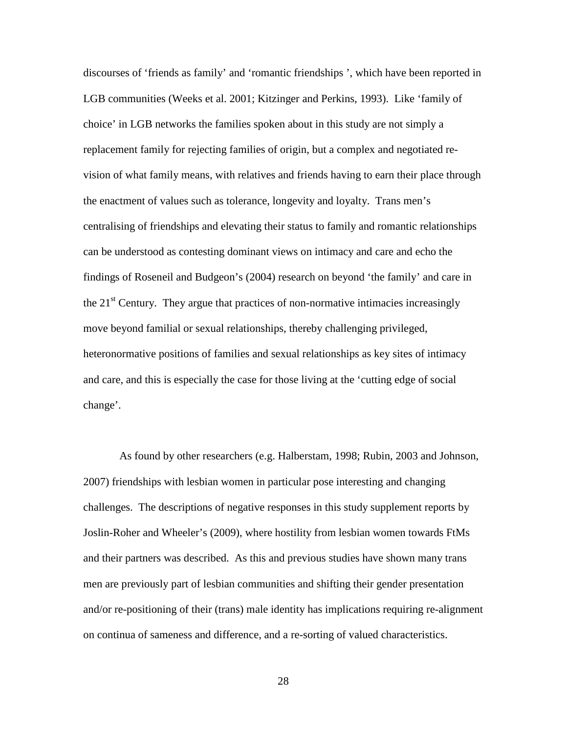discourses of 'friends as family' and 'romantic friendships ', which have been reported in LGB communities (Weeks et al. 2001; Kitzinger and Perkins, 1993). Like 'family of choice' in LGB networks the families spoken about in this study are not simply a replacement family for rejecting families of origin, but a complex and negotiated re-vision of what family means, with relatives and friends having to earn their place through the enactment of values such as tolerance, longevity and loyalty. Trans men's centralising of friendships and elevating their status to family and romantic relationships can be understood as contesting dominant views on intimacy and care and echo the findings of Roseneil and Budgeon's (2004) research on beyond 'the family' and care in the 21st Century. They argue that practices of non-normative intimacies increasingly move beyond familial or sexual relationships, thereby challenging privileged, heteronormative positions of families and sexual relationships as key sites of intimacy and care, and this is especially the case for those living at the 'cutting edge of social change'.

As found by other researchers (e.g. Halberstam, 1998; Rubin, 2003 and Johnson, 2007) friendships with lesbian women in particular pose interesting and changing challenges. The descriptions of negative responses in this study supplement reports by Joslin-Roher and Wheeler's (2009), where hostility from lesbian women towards FtMs and their partners was described. As this and previous studies have shown many trans men are previously part of lesbian communities and shifting their gender presentation and/or re-positioning of their (trans) male identity has implications requiring re-alignment on continua of sameness and difference, and a re-sorting of valued characteristics.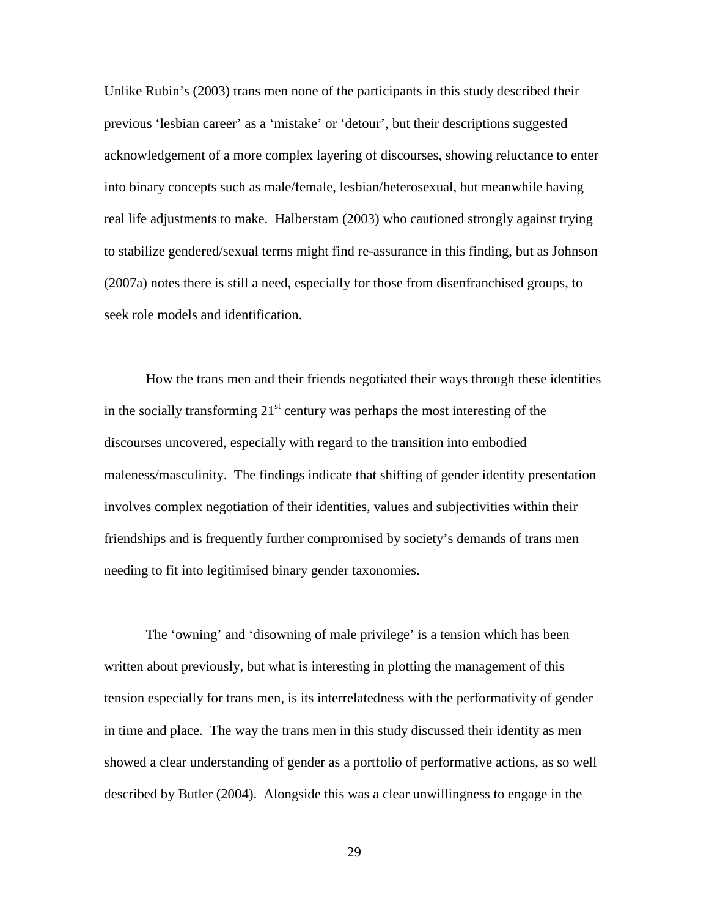Unlike Rubin's (2003) trans men none of the participants in this study described their previous 'lesbian career' as a 'mistake' or 'detour', but their descriptions suggested acknowledgement of a more complex layering of discourses, showing reluctance to enter into binary concepts such as male/female, lesbian/heterosexual, but meanwhile having real life adjustments to make. Halberstam (2003) who cautioned strongly against trying to stabilize gendered/sexual terms might find re-assurance in this finding, but as Johnson (2007a) notes there is still a need, especially for those from disenfranchised groups, to seek role models and identification.

How the trans men and their friends negotiated their ways through these identities in the socially transforming 21st century was perhaps the most interesting of the discourses uncovered, especially with regard to the transition into embodied maleness/masculinity. The findings indicate that shifting of gender identity presentation involves complex negotiation of their identities, values and subjectivities within their friendships and is frequently further compromised by society's demands of trans men needing to fit into legitimised binary gender taxonomies.

The 'owning' and 'disowning of male privilege' is a tension which has been written about previously, but what is interesting in plotting the management of this tension especially for trans men, is its interrelatedness with the performativity of gender in time and place. The way the trans men in this study discussed their identity as men showed a clear understanding of gender as a portfolio of performative actions, as so well described by Butler (2004). Alongside this was a clear unwillingness to engage in the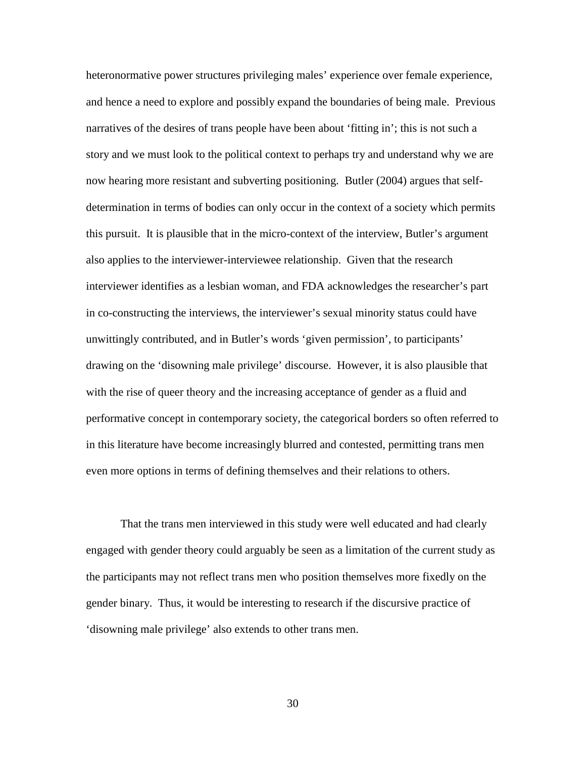heteronormative power structures privileging males' experience over female experience, and hence a need to explore and possibly expand the boundaries of being male. Previous narratives of the desires of trans people have been about 'fitting in'; this is not such a story and we must look to the political context to perhaps try and understand why we are now hearing more resistant and subverting positioning. Butler (2004) argues that self-determination in terms of bodies can only occur in the context of a society which permits this pursuit. It is plausible that in the micro-context of the interview, Butler's argument also applies to the interviewer-interviewee relationship. Given that the research interviewer identifies as a lesbian woman, and FDA acknowledges the researcher's part in co-constructing the interviews, the interviewer's sexual minority status could have unwittingly contributed, and in Butler's words 'given permission', to participants' drawing on the 'disowning male privilege' discourse. However, it is also plausible that with the rise of queer theory and the increasing acceptance of gender as a fluid and performative concept in contemporary society, the categorical borders so often referred to in this literature have become increasingly blurred and contested, permitting trans men even more options in terms of defining themselves and their relations to others.

That the trans men interviewed in this study were well educated and had clearly engaged with gender theory could arguably be seen as a limitation of the current study as the participants may not reflect trans men who position themselves more fixedly on the gender binary. Thus, it would be interesting to research if the discursive practice of 'disowning male privilege' also extends to other trans men.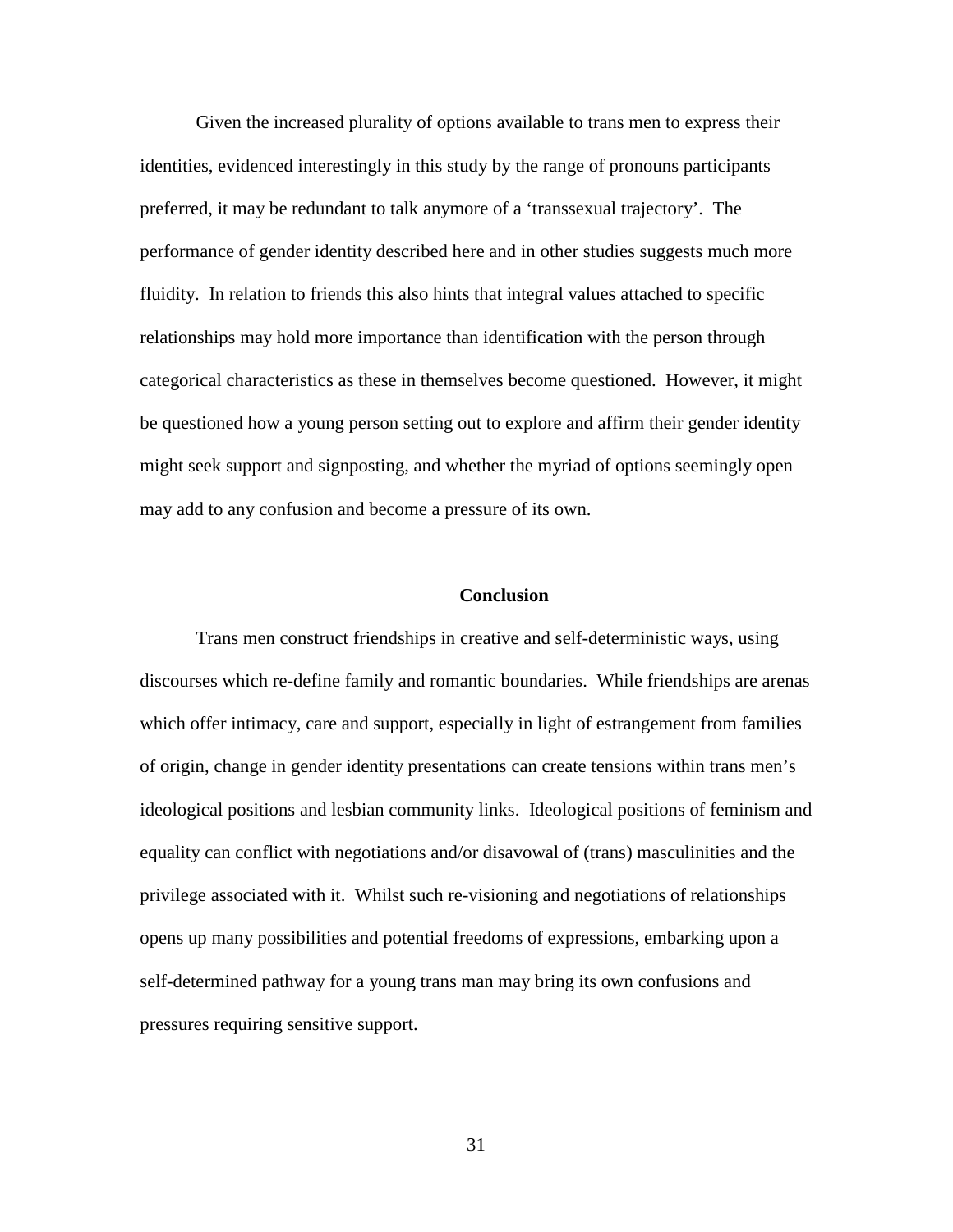Given the increased plurality of options available to trans men to express their identities, evidenced interestingly in this study by the range of pronouns participants preferred, it may be redundant to talk anymore of a 'transsexual trajectory'. The performance of gender identity described here and in other studies suggests much more fluidity. In relation to friends this also hints that integral values attached to specific relationships may hold more importance than identification with the person through categorical characteristics as these in themselves become questioned. However, it might be questioned how a young person setting out to explore and affirm their gender identity might seek support and signposting, and whether the myriad of options seemingly open may add to any confusion and become a pressure of its own.

## Conclusion

Trans men construct friendships in creative and self-deterministic ways, using discourses which re-define family and romantic boundaries. While friendships are arenas which offer intimacy, care and support, especially in light of estrangement from families of origin, change in gender identity presentations can create tensions within trans men's ideological positions and lesbian community links. Ideological positions of feminism and equality can conflict with negotiations and/or disavowal of (trans) masculinities and the privilege associated with it. Whilst such re-visioning and negotiations of relationships opens up many possibilities and potential freedoms of expressions, embarking upon a self-determined pathway for a young trans man may bring its own confusions and pressures requiring sensitive support.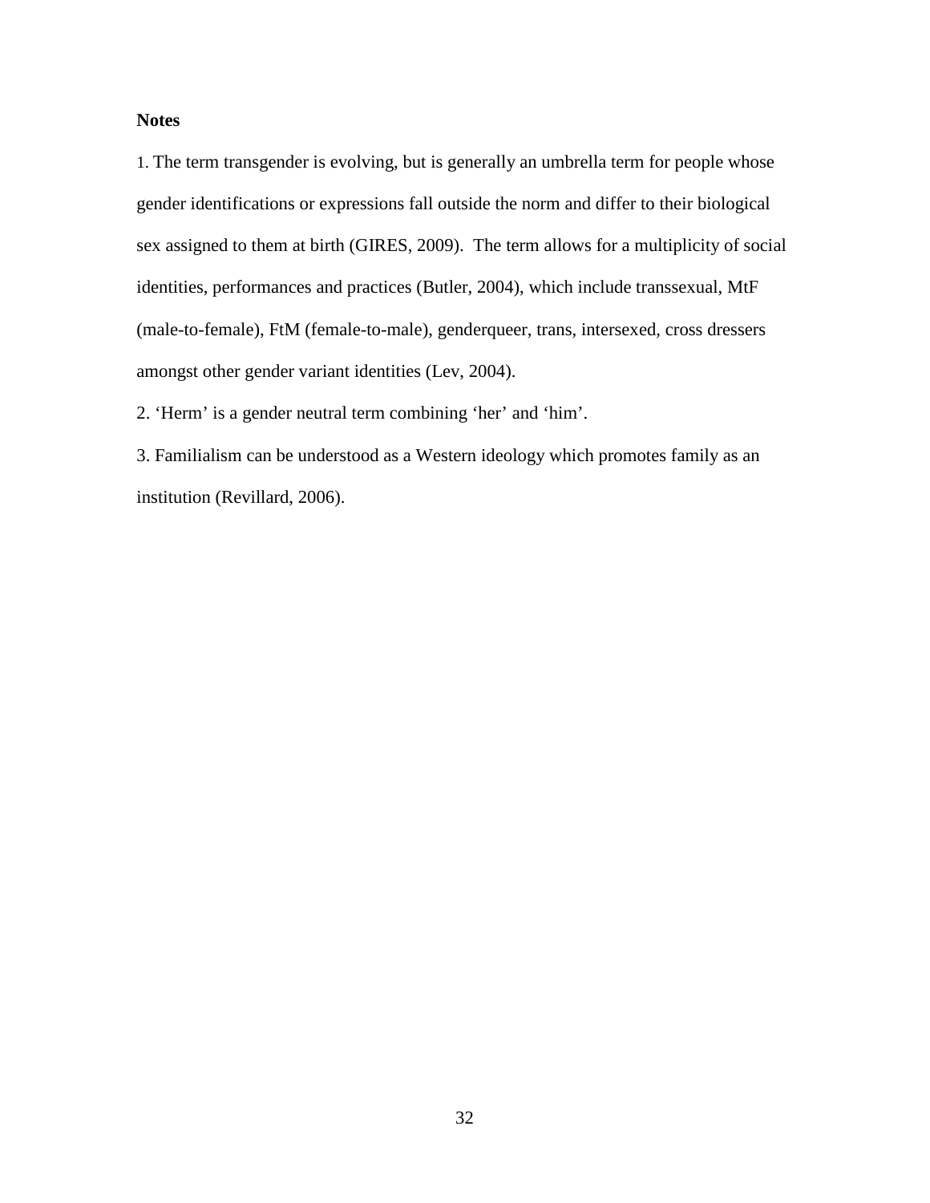**Notes**

1. The term transgender is evolving, but is generally an umbrella term for people whose gender identifications or expressions fall outside the norm and differ to their biological sex assigned to them at birth (GIRES, 2009). The term allows for a multiplicity of social identities, performances and practices (Butler, 2004), which include transsexual, MtF (male-to-female), FtM (female-to-male), genderqueer, trans, intersexed, cross dressers amongst other gender variant identities (Lev, 2004).

2. 'Herm' is a gender neutral term combining 'her' and 'him'.

3. Familialism can be understood as a Western ideology which promotes family as an institution (Revillard, 2006).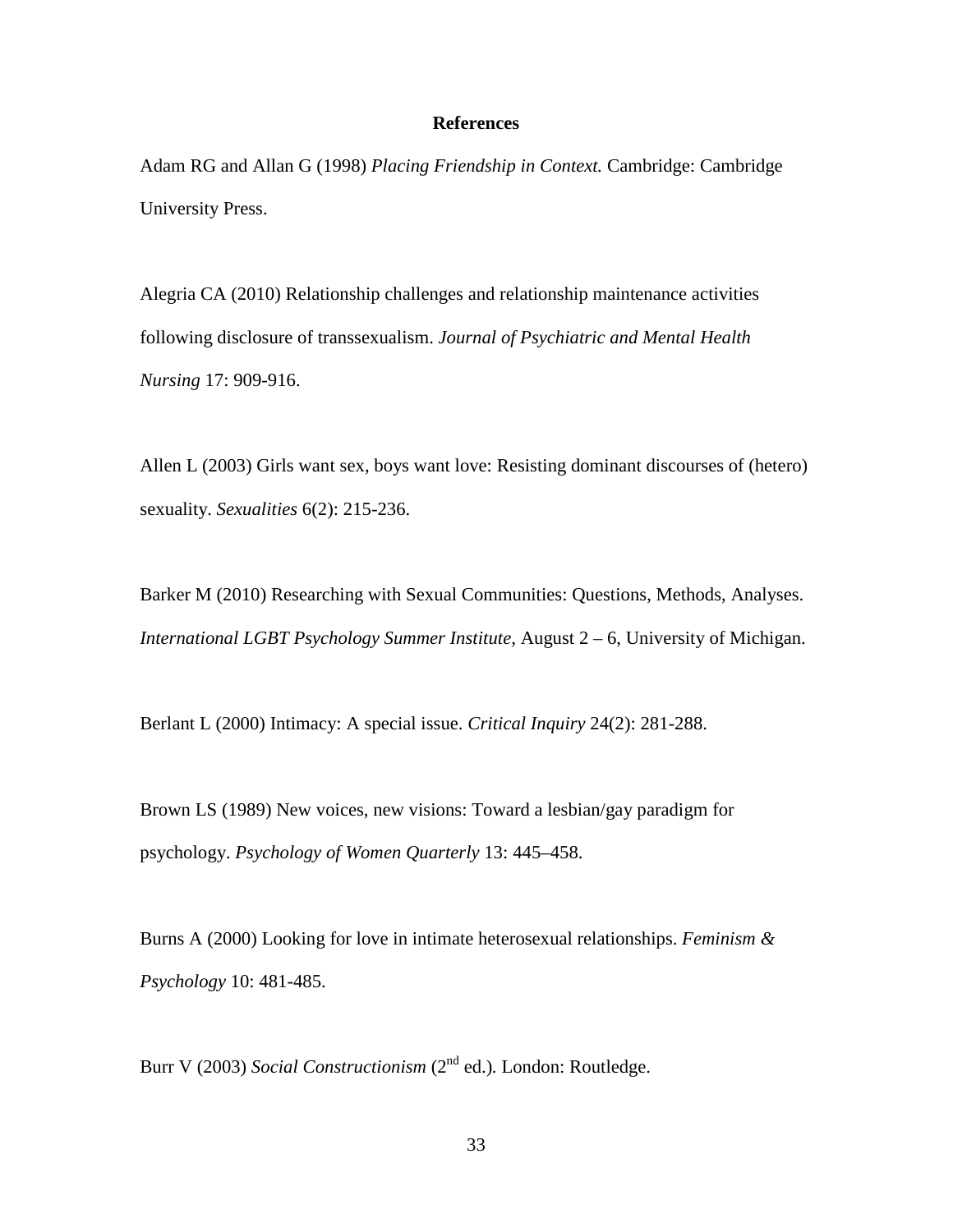**References**

Adam RG and Allan G (1998) *Placing Friendship in Context.* Cambridge: Cambridge University Press.

Alegria CA (2010) Relationship challenges and relationship maintenance activities following disclosure of transsexualism. *Journal of Psychiatric and Mental Health Nursing* 17: 909-916.

Allen L (2003) Girls want sex, boys want love: Resisting dominant discourses of (hetero) sexuality. *Sexualities* 6(2): 215-236.

Barker M (2010) Researching with Sexual Communities: Questions, Methods, Analyses. *International LGBT Psychology Summer Institute,* August 2 – 6, University of Michigan.

Berlant L (2000) Intimacy: A special issue. *Critical Inquiry* 24(2): 281-288.

Brown LS (1989) New voices, new visions: Toward a lesbian/gay paradigm for psychology. *Psychology of Women Quarterly* 13: 445–458.

Burns A (2000) Looking for love in intimate heterosexual relationships. *Feminism & Psychology* 10: 481-485.

Burr V (2003) *Social Constructionism* (2nd ed.). London: Routledge.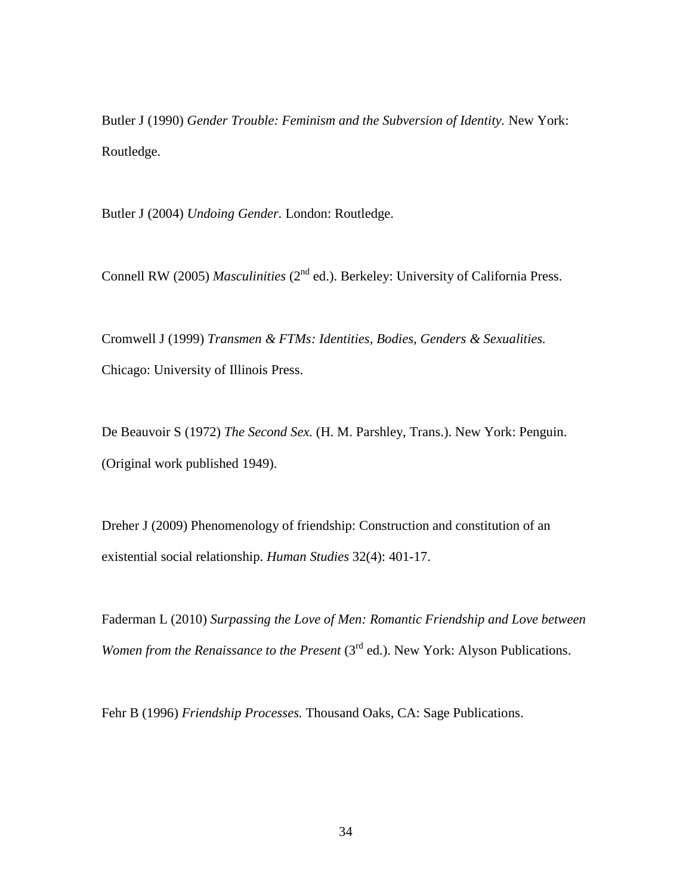Butler J (1990) *Gender Trouble: Feminism and the Subversion of Identity.* New York: Routledge.

Butler J (2004) *Undoing Gender.* London: Routledge.

Connell RW (2005) *Masculinities* (2nd ed.). Berkeley: University of California Press.

Cromwell J (1999) *Transmen & FTMs: Identities, Bodies, Genders & Sexualities.* Chicago: University of Illinois Press.

De Beauvoir S (1972) *The Second Sex.* (H. M. Parshley, Trans.). New York: Penguin. (Original work published 1949).

Dreher J (2009) Phenomenology of friendship: Construction and constitution of an existential social relationship. *Human Studies* 32(4): 401-17.

Faderman L (2010) *Surpassing the Love of Men: Romantic Friendship and Love between Women from the Renaissance to the Present* (3rd ed.). New York: Alyson Publications.

Fehr B (1996) *Friendship Processes.* Thousand Oaks, CA: Sage Publications.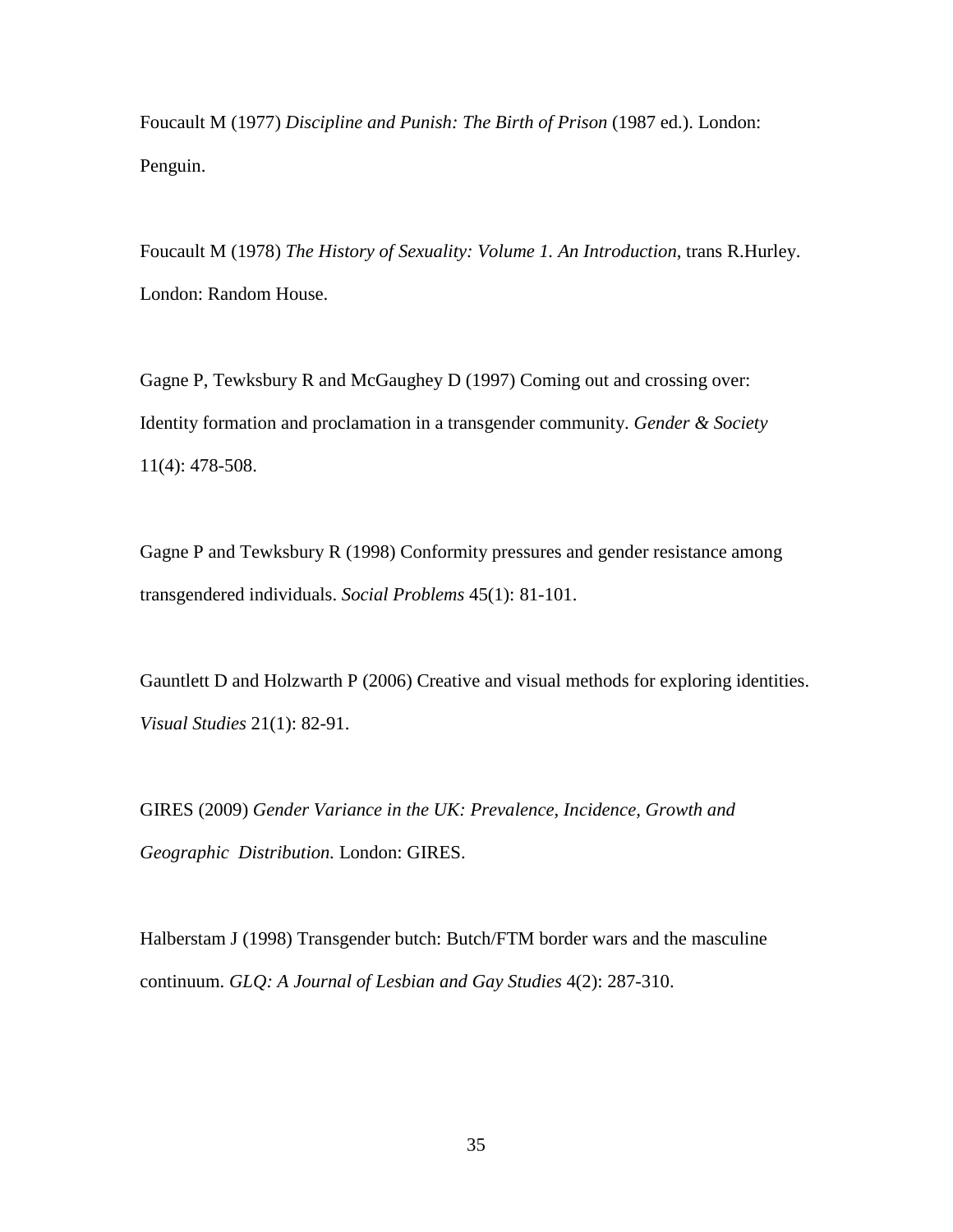Foucault M (1977) *Discipline and Punish: The Birth of Prison* (1987 ed.). London: Penguin.

Foucault M (1978) *The History of Sexuality: Volume 1. An Introduction*, trans R.Hurley. London: Random House.

Gagne P, Tewksbury R and McGaughey D (1997) Coming out and crossing over: Identity formation and proclamation in a transgender community. *Gender & Society* 11(4): 478-508.

Gagne P and Tewksbury R (1998) Conformity pressures and gender resistance among transgendered individuals. *Social Problems* 45(1): 81-101.

Gauntlett D and Holzwarth P (2006) Creative and visual methods for exploring identities. *Visual Studies* 21(1): 82-91.

GIRES (2009) *Gender Variance in the UK: Prevalence, Incidence, Growth and Geographic Distribution.* London: GIRES.

Halberstam J (1998) Transgender butch: Butch/FTM border wars and the masculine continuum. *GLQ: A Journal of Lesbian and Gay Studies* 4(2): 287-310.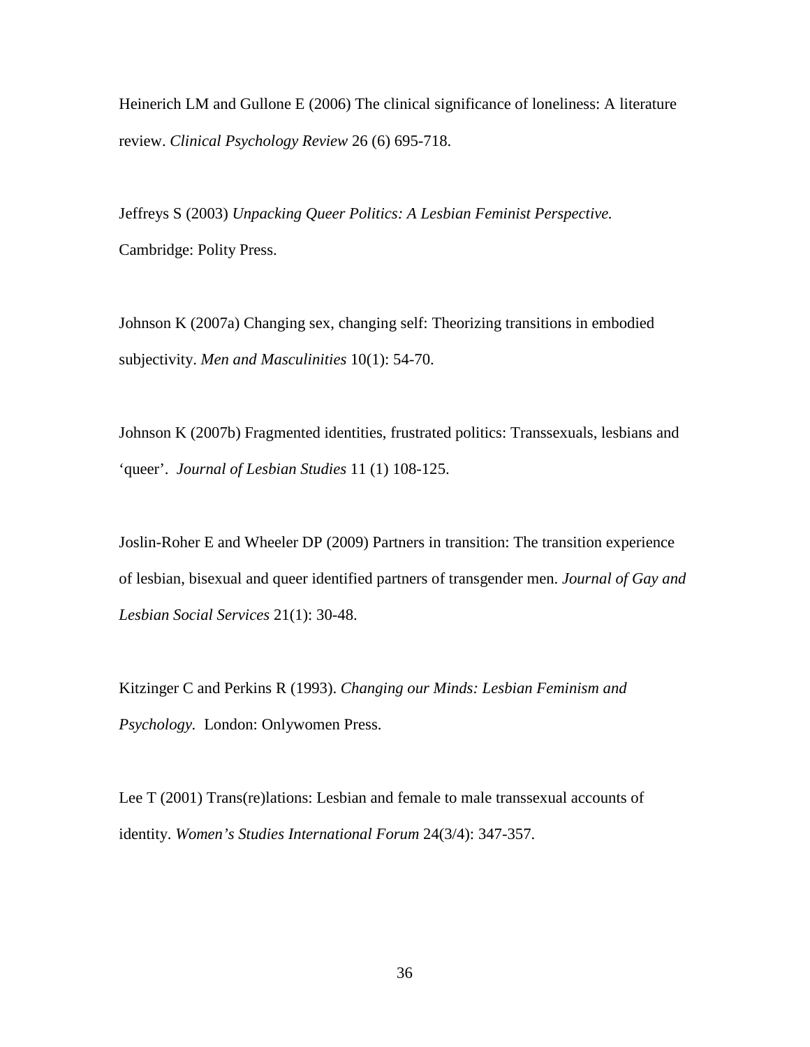Heinerich LM and Gullone E (2006) The clinical significance of loneliness: A literature review. *Clinical Psychology Review* 26 (6) 695-718.

Jeffreys S (2003) *Unpacking Queer Politics: A Lesbian Feminist Perspective.* Cambridge: Polity Press.

Johnson K (2007a) Changing sex, changing self: Theorizing transitions in embodied subjectivity. *Men and Masculinities* 10(1): 54-70.

Johnson K (2007b) Fragmented identities, frustrated politics: Transsexuals, lesbians and 'queer'. *Journal of Lesbian Studies* 11 (1) 108-125.

Joslin-Roher E and Wheeler DP (2009) Partners in transition: The transition experience of lesbian, bisexual and queer identified partners of transgender men. *Journal of Gay and Lesbian Social Services* 21(1): 30-48.

Kitzinger C and Perkins R (1993). *Changing our Minds: Lesbian Feminism and Psychology.* London: Onlywomen Press.

Lee T (2001) Trans(re)lations: Lesbian and female to male transsexual accounts of identity. *Women's Studies International Forum* 24(3/4): 347-357.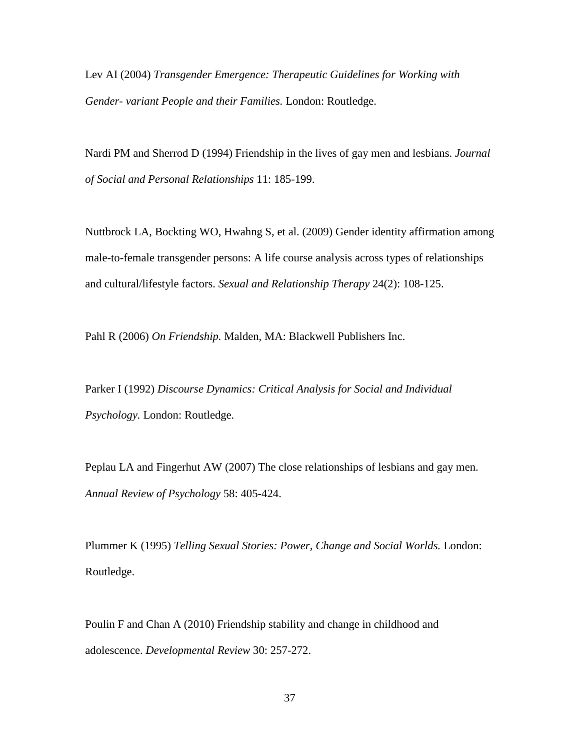Lev AI (2004) *Transgender Emergence: Therapeutic Guidelines for Working with Gender- variant People and their Families.* London: Routledge.

Nardi PM and Sherrod D (1994) Friendship in the lives of gay men and lesbians. *Journal of Social and Personal Relationships* 11: 185-199.

Nuttbrock LA, Bockting WO, Hwahng S, et al. (2009) Gender identity affirmation among male-to-female transgender persons: A life course analysis across types of relationships and cultural/lifestyle factors. *Sexual and Relationship Therapy* 24(2): 108-125.

Pahl R (2006) *On Friendship.* Malden, MA: Blackwell Publishers Inc.

Parker I (1992) *Discourse Dynamics: Critical Analysis for Social and Individual Psychology.* London: Routledge.

Peplau LA and Fingerhut AW (2007) The close relationships of lesbians and gay men. *Annual Review of Psychology* 58: 405-424.

Plummer K (1995) *Telling Sexual Stories: Power, Change and Social Worlds.* London: Routledge.

Poulin F and Chan A (2010) Friendship stability and change in childhood and adolescence. *Developmental Review* 30: 257-272.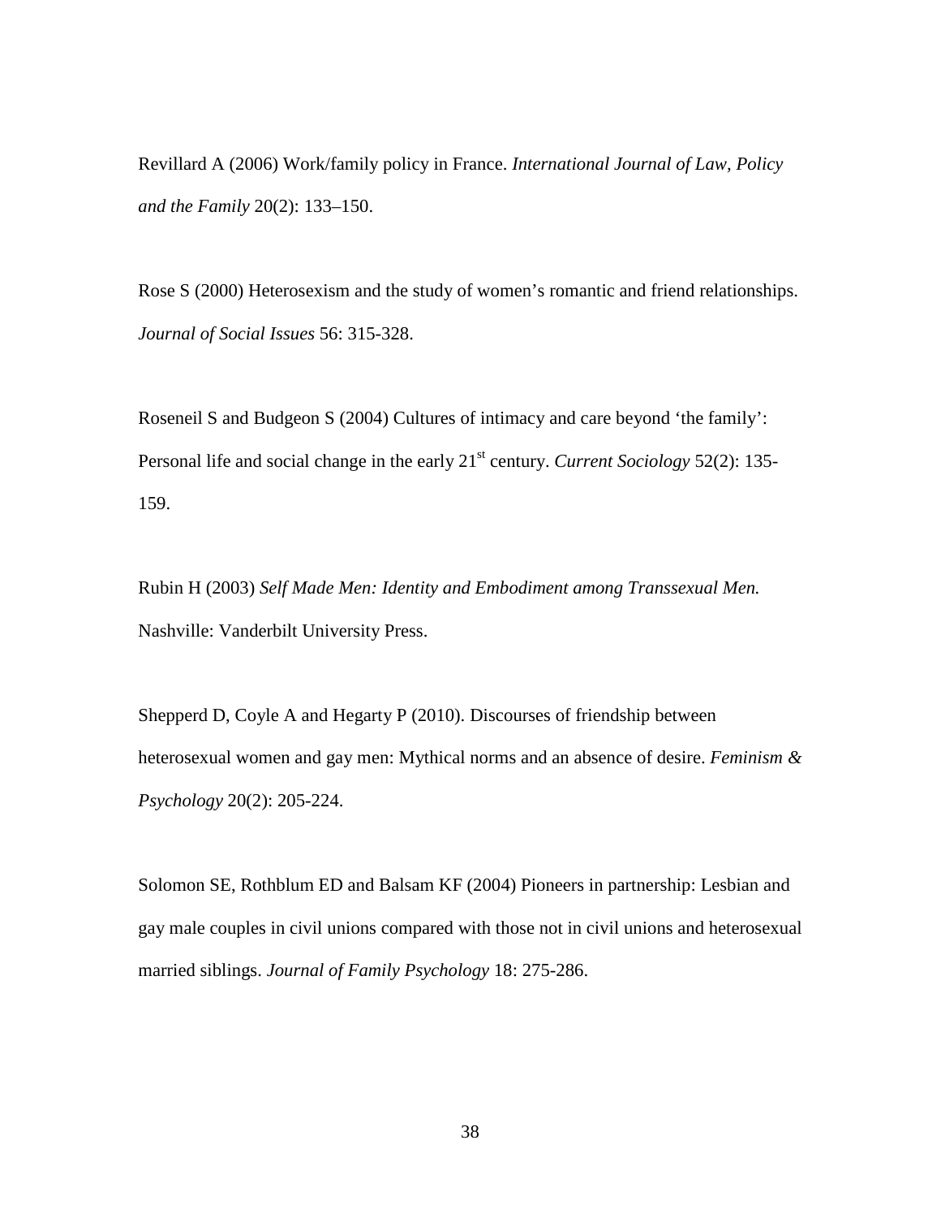Revillard A (2006) Work/family policy in France. *International Journal of Law, Policy and the Family* 20(2): 133–150.

Rose S (2000) Heterosexism and the study of women's romantic and friend relationships. *Journal of Social Issues* 56: 315-328.

Roseneil S and Budgeon S (2004) Cultures of intimacy and care beyond 'the family': Personal life and social change in the early 21st century. *Current Sociology* 52(2): 135-159.

Rubin H (2003) *Self Made Men: Identity and Embodiment among Transsexual Men.* Nashville: Vanderbilt University Press.

Shepperd D, Coyle A and Hegarty P (2010). Discourses of friendship between heterosexual women and gay men: Mythical norms and an absence of desire. *Feminism & Psychology* 20(2): 205-224.

Solomon SE, Rothblum ED and Balsam KF (2004) Pioneers in partnership: Lesbian and gay male couples in civil unions compared with those not in civil unions and heterosexual married siblings. *Journal of Family Psychology* 18: 275-286.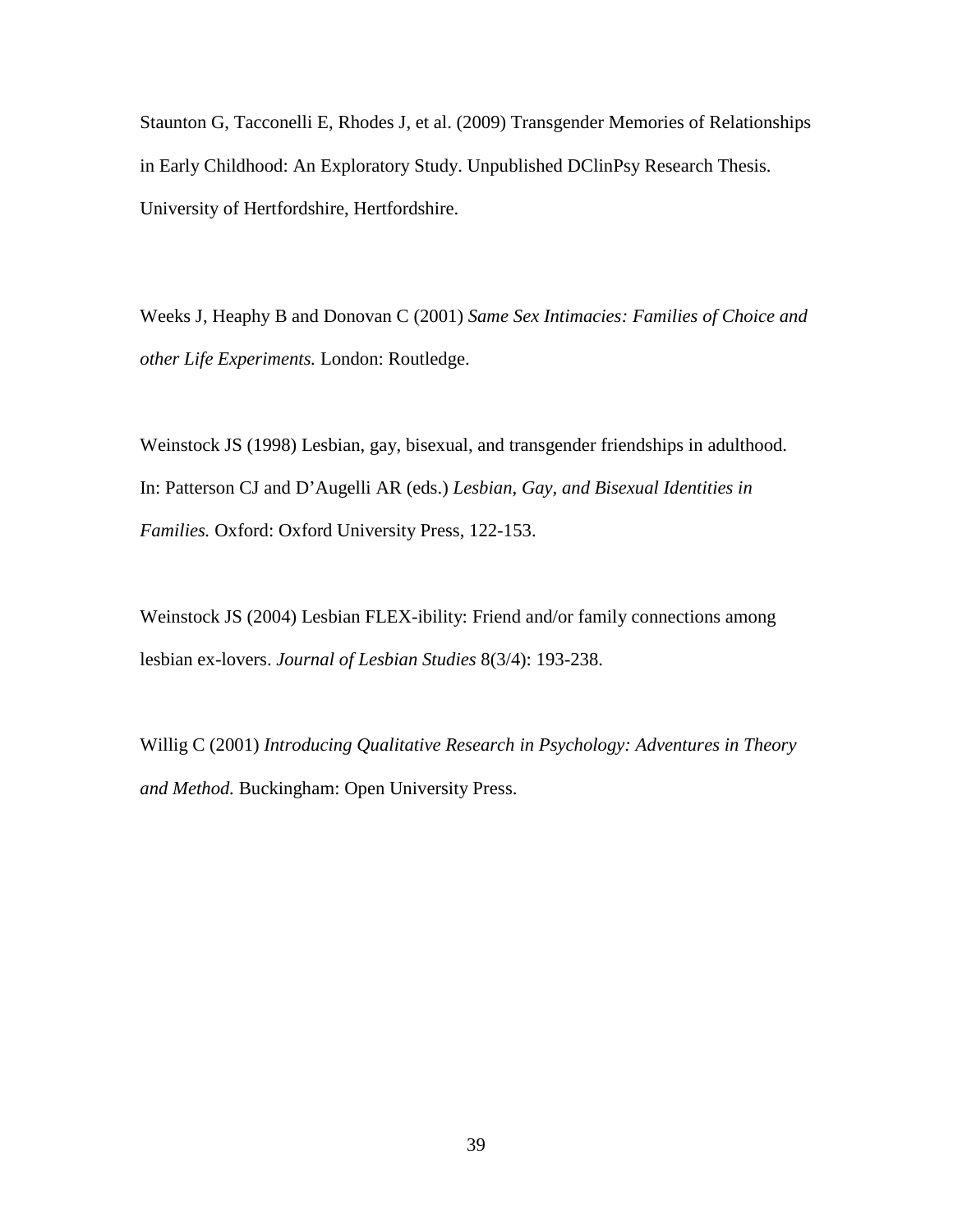Staunton G, Tacconelli E, Rhodes J, et al. (2009) Transgender Memories of Relationships in Early Childhood: An Exploratory Study. Unpublished DClinPsy Research Thesis. University of Hertfordshire, Hertfordshire.

Weeks J, Heaphy B and Donovan C (2001) *Same Sex Intimacies: Families of Choice and other Life Experiments.* London: Routledge.

Weinstock JS (1998) Lesbian, gay, bisexual, and transgender friendships in adulthood. In: Patterson CJ and D'Augelli AR (eds.) *Lesbian, Gay, and Bisexual Identities in Families.* Oxford: Oxford University Press, 122-153.

Weinstock JS (2004) Lesbian FLEX-ibility: Friend and/or family connections among lesbian ex-lovers. *Journal of Lesbian Studies* 8(3/4): 193-238.

Willig C (2001) *Introducing Qualitative Research in Psychology: Adventures in Theory and Method.* Buckingham: Open University Press.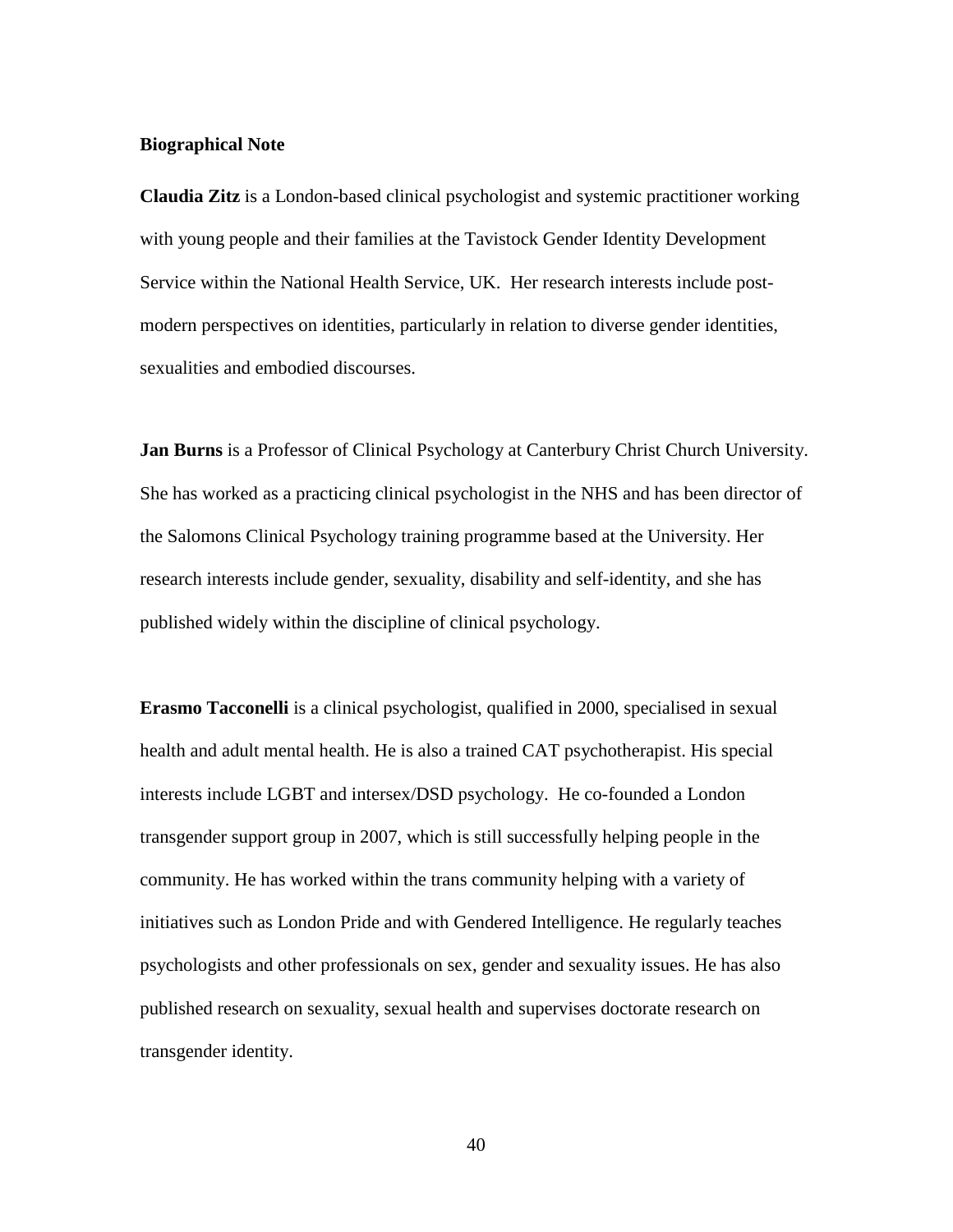**Biographical Note**

**Claudia Zitz** is a London-based clinical psychologist and systemic practitioner working with young people and their families at the Tavistock Gender Identity Development Service within the National Health Service, UK. Her research interests include post-modern perspectives on identities, particularly in relation to diverse gender identities, sexualities and embodied discourses.

**Jan Burns** is a Professor of Clinical Psychology at Canterbury Christ Church University. She has worked as a practicing clinical psychologist in the NHS and has been director of the Salomons Clinical Psychology training programme based at the University. Her research interests include gender, sexuality, disability and self-identity, and she has published widely within the discipline of clinical psychology.

**Erasmo Tacconelli** is a clinical psychologist, qualified in 2000, specialised in sexual health and adult mental health. He is also a trained CAT psychotherapist. His special interests include LGBT and intersex/DSD psychology. He co-founded a London transgender support group in 2007, which is still successfully helping people in the community. He has worked within the trans community helping with a variety of initiatives such as London Pride and with Gendered Intelligence. He regularly teaches psychologists and other professionals on sex, gender and sexuality issues. He has also published research on sexuality, sexual health and supervises doctorate research on transgender identity.